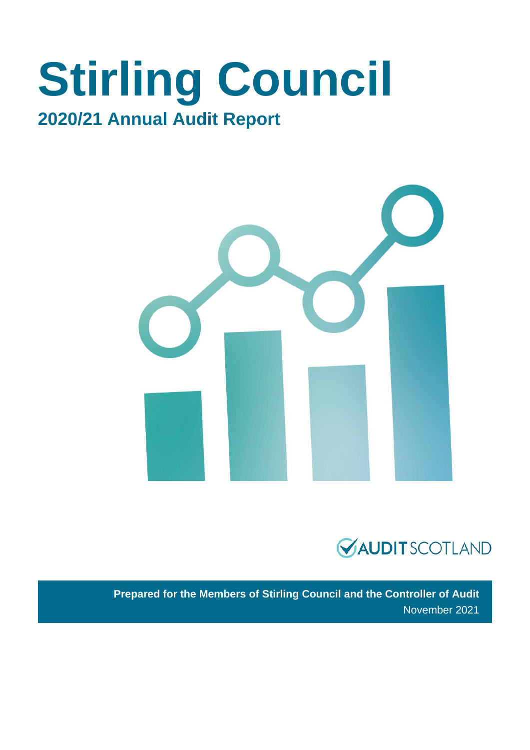# Stirling Council

## 2020/21 Annual Audit Report

AUDIT SCOTLAND

**Prepared for the Members of Stirling Council and the Controller of Audit**

November 2021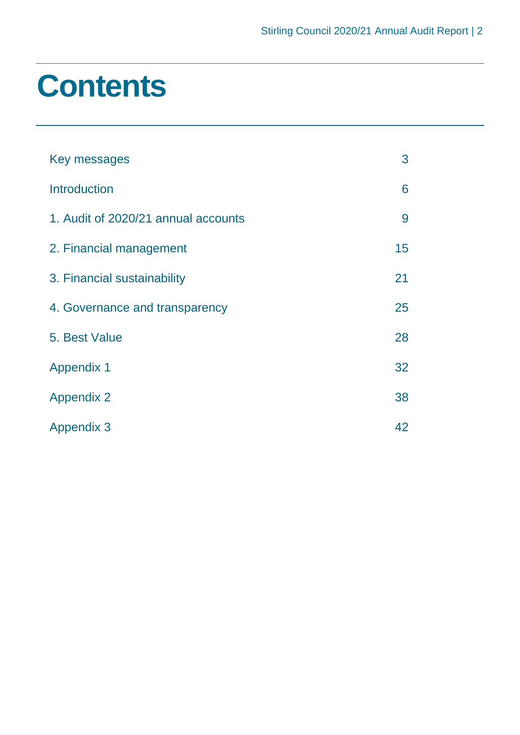# Contents

| | |
|---|---|
| Key messages | 3 |
| Introduction | 6 |
| 1. Audit of 2020/21 annual accounts | 9 |
| 2. Financial management | 15 |
| 3. Financial sustainability | 21 |
| 4. Governance and transparency | 25 |
| 5. Best Value | 28 |
| Appendix 1 | 32 |
| Appendix 2 | 38 |
| Appendix 3 | 42 |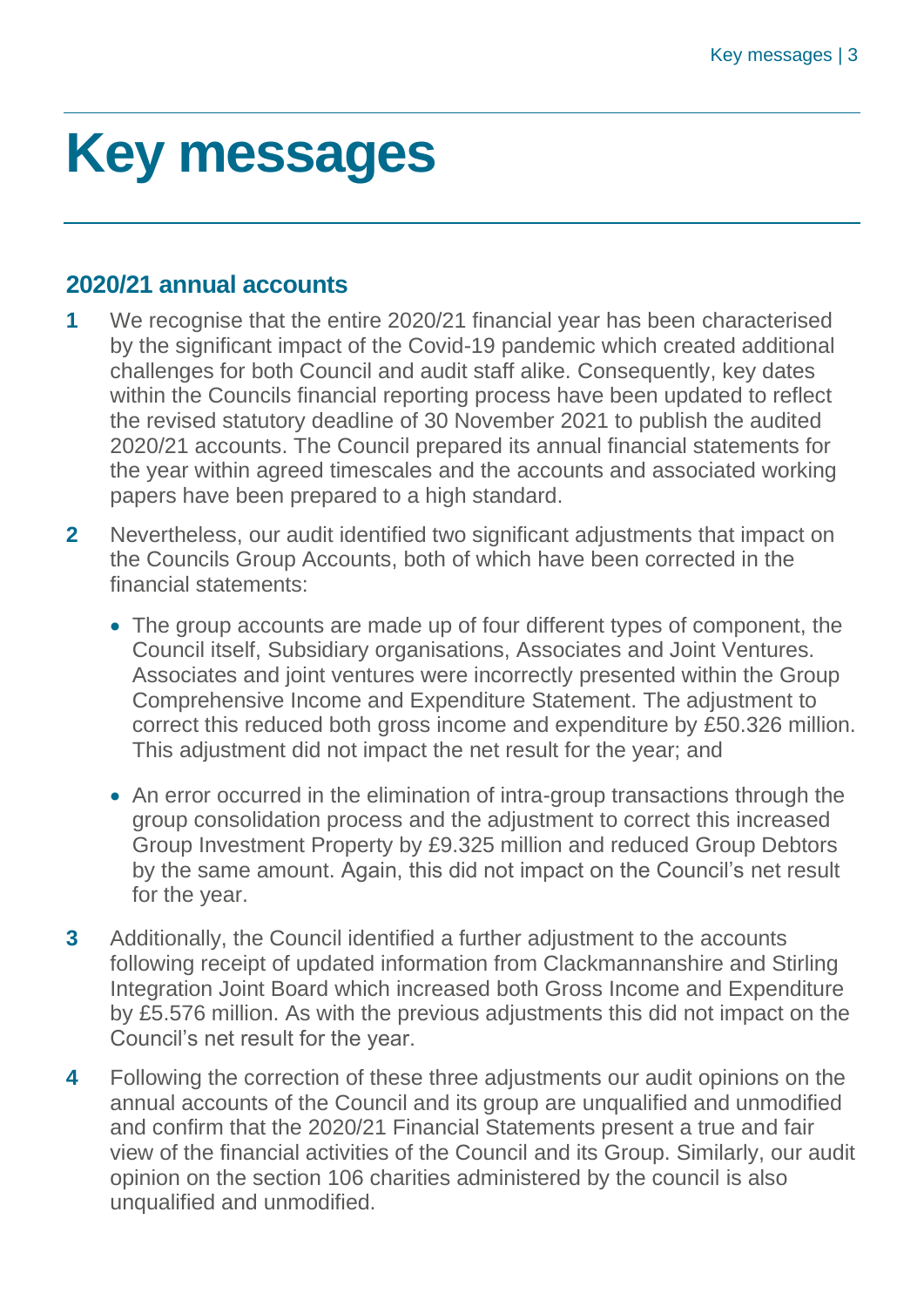# Key messages

## 2020/21 annual accounts

**1** We recognise that the entire 2020/21 financial year has been characterised by the significant impact of the Covid-19 pandemic which created additional challenges for both Council and audit staff alike. Consequently, key dates within the Councils financial reporting process have been updated to reflect the revised statutory deadline of 30 November 2021 to publish the audited 2020/21 accounts. The Council prepared its annual financial statements for the year within agreed timescales and the accounts and associated working papers have been prepared to a high standard.

**2** Nevertheless, our audit identified two significant adjustments that impact on the Councils Group Accounts, both of which have been corrected in the financial statements:

- The group accounts are made up of four different types of component, the Council itself, Subsidiary organisations, Associates and Joint Ventures. Associates and joint ventures were incorrectly presented within the Group Comprehensive Income and Expenditure Statement. The adjustment to correct this reduced both gross income and expenditure by £50.326 million. This adjustment did not impact the net result for the year; and

- An error occurred in the elimination of intra-group transactions through the group consolidation process and the adjustment to correct this increased Group Investment Property by £9.325 million and reduced Group Debtors by the same amount. Again, this did not impact on the Council's net result for the year.

**3** Additionally, the Council identified a further adjustment to the accounts following receipt of updated information from Clackmannanshire and Stirling Integration Joint Board which increased both Gross Income and Expenditure by £5.576 million. As with the previous adjustments this did not impact on the Council's net result for the year.

**4** Following the correction of these three adjustments our audit opinions on the annual accounts of the Council and its group are unqualified and unmodified and confirm that the 2020/21 Financial Statements present a true and fair view of the financial activities of the Council and its Group. Similarly, our audit opinion on the section 106 charities administered by the council is also unqualified and unmodified.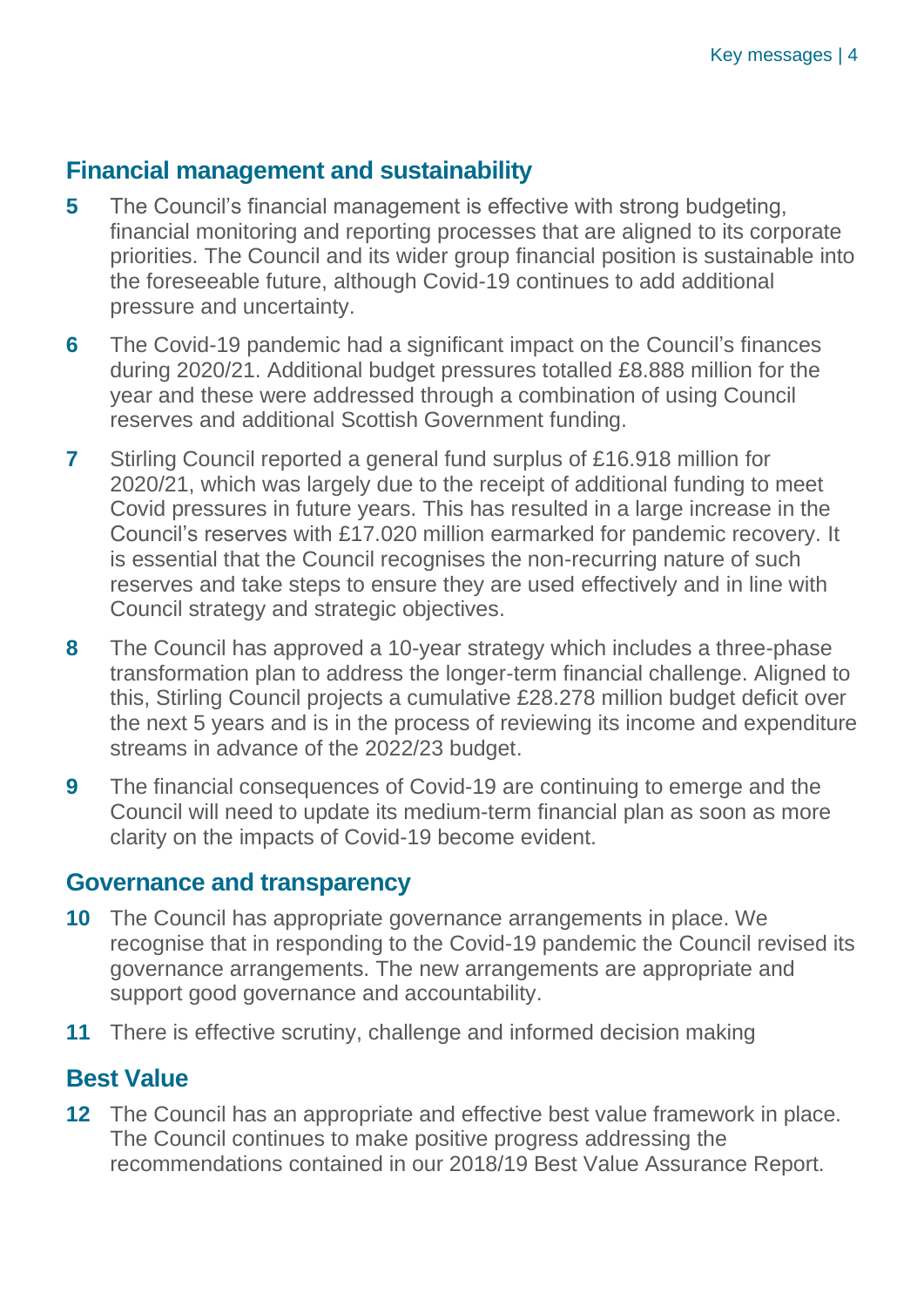## Financial management and sustainability

**5** The Council's financial management is effective with strong budgeting, financial monitoring and reporting processes that are aligned to its corporate priorities. The Council and its wider group financial position is sustainable into the foreseeable future, although Covid-19 continues to add additional pressure and uncertainty.

**6** The Covid-19 pandemic had a significant impact on the Council's finances during 2020/21. Additional budget pressures totalled £8.888 million for the year and these were addressed through a combination of using Council reserves and additional Scottish Government funding.

**7** Stirling Council reported a general fund surplus of £16.918 million for 2020/21, which was largely due to the receipt of additional funding to meet Covid pressures in future years. This has resulted in a large increase in the Council's reserves with £17.020 million earmarked for pandemic recovery. It is essential that the Council recognises the non-recurring nature of such reserves and take steps to ensure they are used effectively and in line with Council strategy and strategic objectives.

**8** The Council has approved a 10-year strategy which includes a three-phase transformation plan to address the longer-term financial challenge. Aligned to this, Stirling Council projects a cumulative £28.278 million budget deficit over the next 5 years and is in the process of reviewing its income and expenditure streams in advance of the 2022/23 budget.

**9** The financial consequences of Covid-19 are continuing to emerge and the Council will need to update its medium-term financial plan as soon as more clarity on the impacts of Covid-19 become evident.

## Governance and transparency

**10** The Council has appropriate governance arrangements in place. We recognise that in responding to the Covid-19 pandemic the Council revised its governance arrangements. The new arrangements are appropriate and support good governance and accountability.

**11** There is effective scrutiny, challenge and informed decision making

## Best Value

**12** The Council has an appropriate and effective best value framework in place. The Council continues to make positive progress addressing the recommendations contained in our 2018/19 Best Value Assurance Report.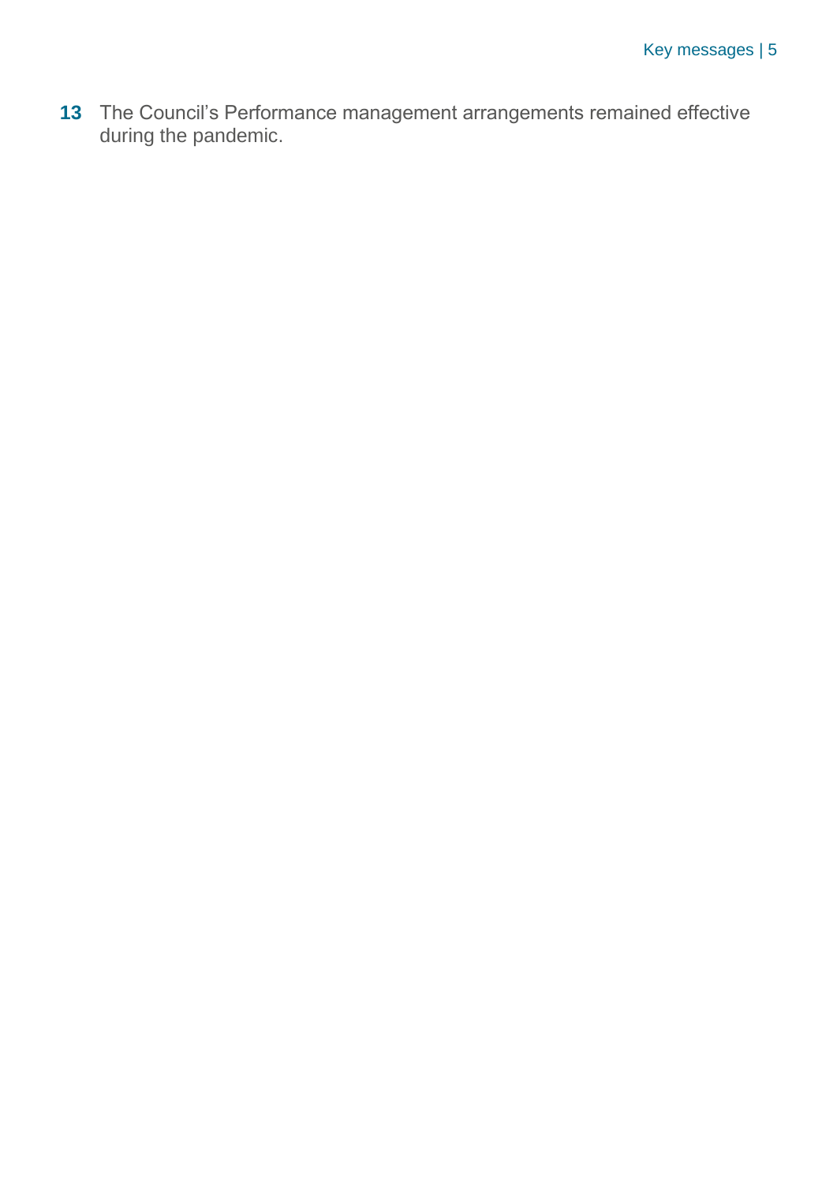**13** The Council's Performance management arrangements remained effective during the pandemic.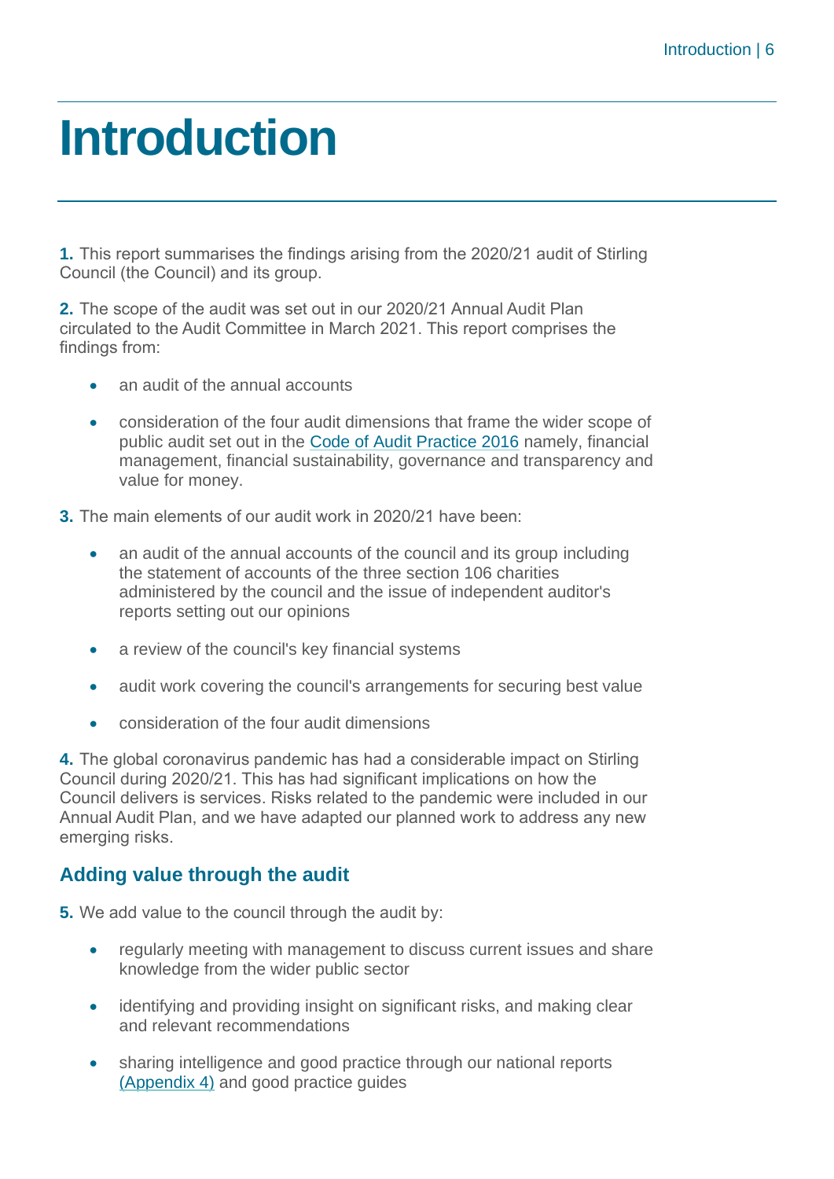# Introduction

**1.** This report summarises the findings arising from the 2020/21 audit of Stirling Council (the Council) and its group.

**2.** The scope of the audit was set out in our 2020/21 Annual Audit Plan circulated to the Audit Committee in March 2021. This report comprises the findings from:

- an audit of the annual accounts
- consideration of the four audit dimensions that frame the wider scope of public audit set out in the Code of Audit Practice 2016 namely, financial management, financial sustainability, governance and transparency and value for money.

**3.** The main elements of our audit work in 2020/21 have been:

- an audit of the annual accounts of the council and its group including the statement of accounts of the three section 106 charities administered by the council and the issue of independent auditor's reports setting out our opinions
- a review of the council's key financial systems
- audit work covering the council's arrangements for securing best value
- consideration of the four audit dimensions

**4.** The global coronavirus pandemic has had a considerable impact on Stirling Council during 2020/21. This has had significant implications on how the Council delivers is services. Risks related to the pandemic were included in our Annual Audit Plan, and we have adapted our planned work to address any new emerging risks.

## Adding value through the audit

**5.** We add value to the council through the audit by:

- regularly meeting with management to discuss current issues and share knowledge from the wider public sector
- identifying and providing insight on significant risks, and making clear and relevant recommendations
- sharing intelligence and good practice through our national reports (Appendix 4) and good practice guides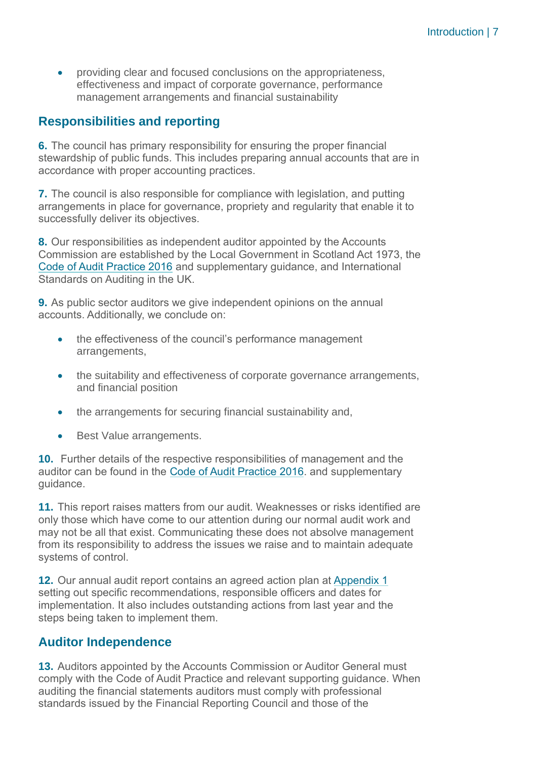- providing clear and focused conclusions on the appropriateness, effectiveness and impact of corporate governance, performance management arrangements and financial sustainability

## Responsibilities and reporting

**6.** The council has primary responsibility for ensuring the proper financial stewardship of public funds. This includes preparing annual accounts that are in accordance with proper accounting practices.

**7.** The council is also responsible for compliance with legislation, and putting arrangements in place for governance, propriety and regularity that enable it to successfully deliver its objectives.

**8.** Our responsibilities as independent auditor appointed by the Accounts Commission are established by the Local Government in Scotland Act 1973, the Code of Audit Practice 2016 and supplementary guidance, and International Standards on Auditing in the UK.

**9.** As public sector auditors we give independent opinions on the annual accounts. Additionally, we conclude on:

- the effectiveness of the council's performance management arrangements,
- the suitability and effectiveness of corporate governance arrangements, and financial position
- the arrangements for securing financial sustainability and,
- Best Value arrangements.

**10.** Further details of the respective responsibilities of management and the auditor can be found in the Code of Audit Practice 2016. and supplementary guidance.

**11.** This report raises matters from our audit. Weaknesses or risks identified are only those which have come to our attention during our normal audit work and may not be all that exist. Communicating these does not absolve management from its responsibility to address the issues we raise and to maintain adequate systems of control.

**12.** Our annual audit report contains an agreed action plan at Appendix 1 setting out specific recommendations, responsible officers and dates for implementation. It also includes outstanding actions from last year and the steps being taken to implement them.

## Auditor Independence

**13.** Auditors appointed by the Accounts Commission or Auditor General must comply with the Code of Audit Practice and relevant supporting guidance. When auditing the financial statements auditors must comply with professional standards issued by the Financial Reporting Council and those of the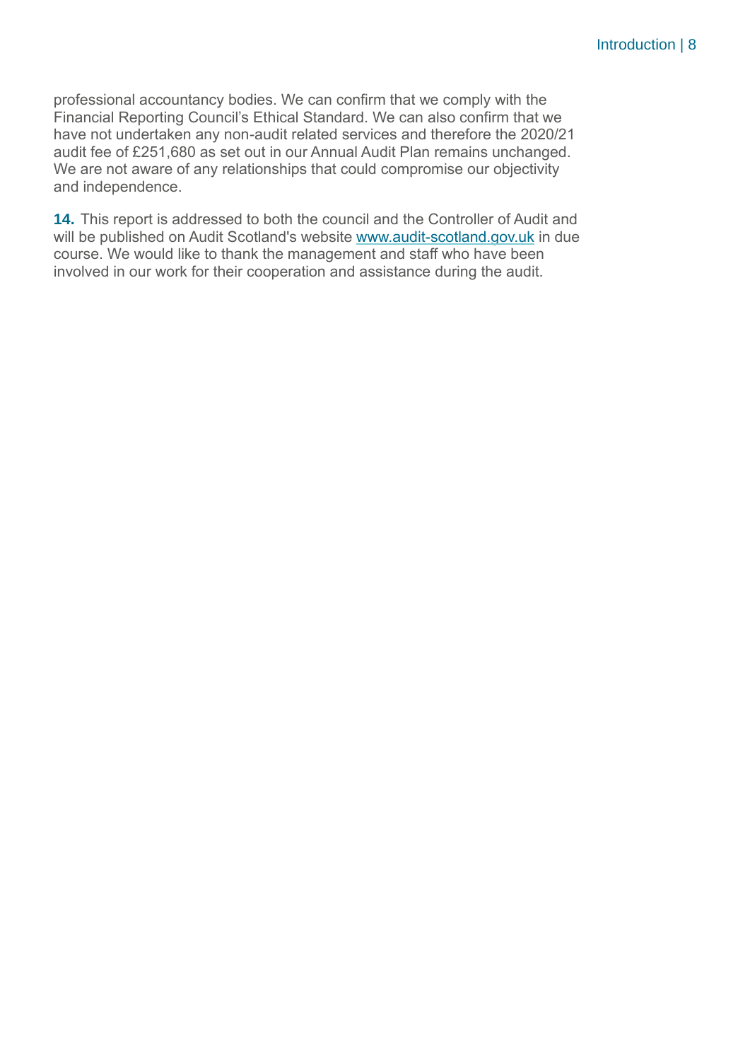professional accountancy bodies. We can confirm that we comply with the Financial Reporting Council's Ethical Standard. We can also confirm that we have not undertaken any non-audit related services and therefore the 2020/21 audit fee of £251,680 as set out in our Annual Audit Plan remains unchanged. We are not aware of any relationships that could compromise our objectivity and independence.

**14.** This report is addressed to both the council and the Controller of Audit and will be published on Audit Scotland's website [www.audit-scotland.gov.uk](http://www.audit-scotland.gov.uk) in due course. We would like to thank the management and staff who have been involved in our work for their cooperation and assistance during the audit.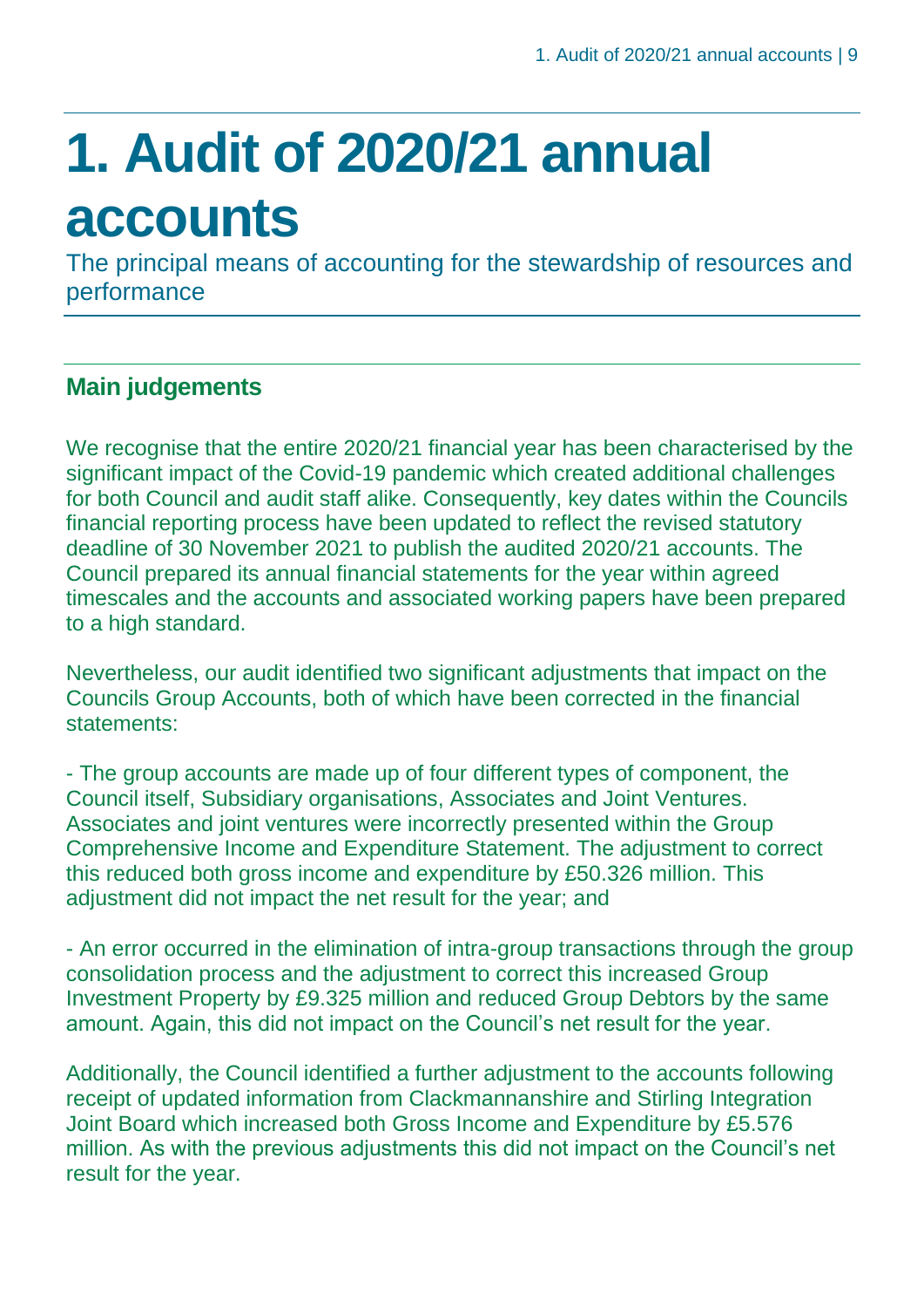# 1. Audit of 2020/21 annual accounts

The principal means of accounting for the stewardship of resources and performance

## Main judgements

We recognise that the entire 2020/21 financial year has been characterised by the significant impact of the Covid-19 pandemic which created additional challenges for both Council and audit staff alike. Consequently, key dates within the Councils financial reporting process have been updated to reflect the revised statutory deadline of 30 November 2021 to publish the audited 2020/21 accounts. The Council prepared its annual financial statements for the year within agreed timescales and the accounts and associated working papers have been prepared to a high standard.

Nevertheless, our audit identified two significant adjustments that impact on the Councils Group Accounts, both of which have been corrected in the financial statements:

- The group accounts are made up of four different types of component, the Council itself, Subsidiary organisations, Associates and Joint Ventures. Associates and joint ventures were incorrectly presented within the Group Comprehensive Income and Expenditure Statement. The adjustment to correct this reduced both gross income and expenditure by £50.326 million. This adjustment did not impact the net result for the year; and

- An error occurred in the elimination of intra-group transactions through the group consolidation process and the adjustment to correct this increased Group Investment Property by £9.325 million and reduced Group Debtors by the same amount. Again, this did not impact on the Council's net result for the year.

Additionally, the Council identified a further adjustment to the accounts following receipt of updated information from Clackmannanshire and Stirling Integration Joint Board which increased both Gross Income and Expenditure by £5.576 million. As with the previous adjustments this did not impact on the Council's net result for the year.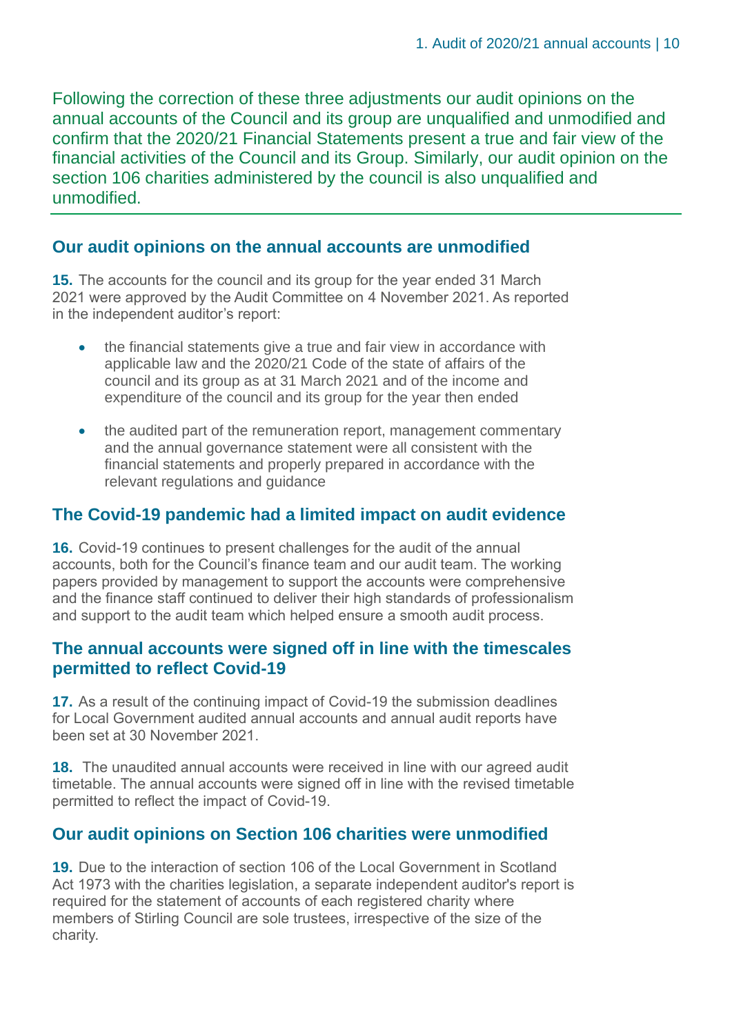Following the correction of these three adjustments our audit opinions on the annual accounts of the Council and its group are unqualified and unmodified and confirm that the 2020/21 Financial Statements present a true and fair view of the financial activities of the Council and its Group. Similarly, our audit opinion on the section 106 charities administered by the council is also unqualified and unmodified.

## Our audit opinions on the annual accounts are unmodified

**15.** The accounts for the council and its group for the year ended 31 March 2021 were approved by the Audit Committee on 4 November 2021. As reported in the independent auditor's report:

- the financial statements give a true and fair view in accordance with applicable law and the 2020/21 Code of the state of affairs of the council and its group as at 31 March 2021 and of the income and expenditure of the council and its group for the year then ended
- the audited part of the remuneration report, management commentary and the annual governance statement were all consistent with the financial statements and properly prepared in accordance with the relevant regulations and guidance

## The Covid-19 pandemic had a limited impact on audit evidence

**16.** Covid-19 continues to present challenges for the audit of the annual accounts, both for the Council's finance team and our audit team. The working papers provided by management to support the accounts were comprehensive and the finance staff continued to deliver their high standards of professionalism and support to the audit team which helped ensure a smooth audit process.

## The annual accounts were signed off in line with the timescales permitted to reflect Covid-19

**17.** As a result of the continuing impact of Covid-19 the submission deadlines for Local Government audited annual accounts and annual audit reports have been set at 30 November 2021.

**18.** The unaudited annual accounts were received in line with our agreed audit timetable. The annual accounts were signed off in line with the revised timetable permitted to reflect the impact of Covid-19.

## Our audit opinions on Section 106 charities were unmodified

**19.** Due to the interaction of section 106 of the Local Government in Scotland Act 1973 with the charities legislation, a separate independent auditor's report is required for the statement of accounts of each registered charity where members of Stirling Council are sole trustees, irrespective of the size of the charity.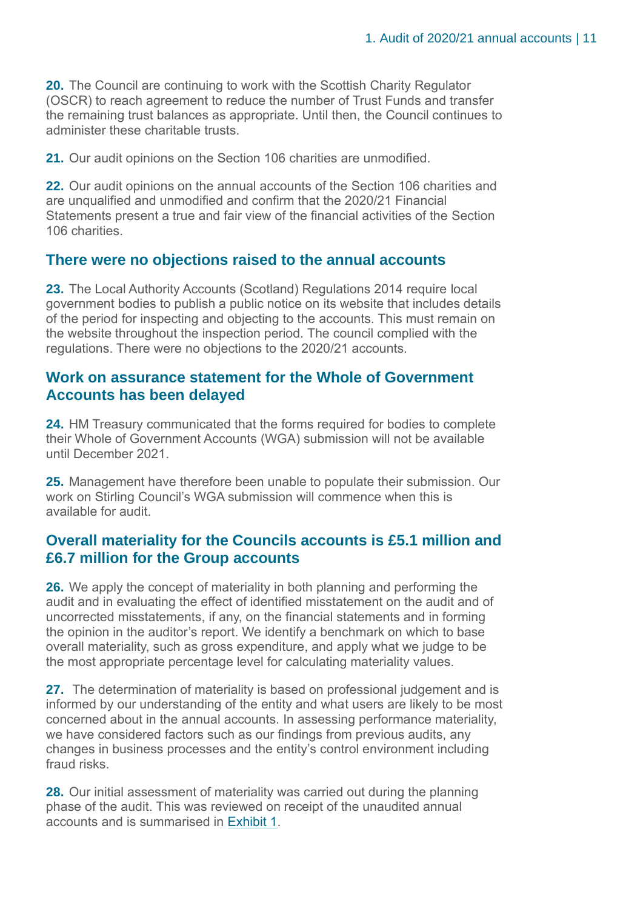**20.** The Council are continuing to work with the Scottish Charity Regulator (OSCR) to reach agreement to reduce the number of Trust Funds and transfer the remaining trust balances as appropriate. Until then, the Council continues to administer these charitable trusts.

**21.** Our audit opinions on the Section 106 charities are unmodified.

**22.** Our audit opinions on the annual accounts of the Section 106 charities and are unqualified and unmodified and confirm that the 2020/21 Financial Statements present a true and fair view of the financial activities of the Section 106 charities.

## There were no objections raised to the annual accounts

**23.** The Local Authority Accounts (Scotland) Regulations 2014 require local government bodies to publish a public notice on its website that includes details of the period for inspecting and objecting to the accounts. This must remain on the website throughout the inspection period. The council complied with the regulations. There were no objections to the 2020/21 accounts.

## Work on assurance statement for the Whole of Government Accounts has been delayed

**24.** HM Treasury communicated that the forms required for bodies to complete their Whole of Government Accounts (WGA) submission will not be available until December 2021.

**25.** Management have therefore been unable to populate their submission. Our work on Stirling Council's WGA submission will commence when this is available for audit.

## Overall materiality for the Councils accounts is £5.1 million and £6.7 million for the Group accounts

**26.** We apply the concept of materiality in both planning and performing the audit and in evaluating the effect of identified misstatement on the audit and of uncorrected misstatements, if any, on the financial statements and in forming the opinion in the auditor's report. We identify a benchmark on which to base overall materiality, such as gross expenditure, and apply what we judge to be the most appropriate percentage level for calculating materiality values.

**27.** The determination of materiality is based on professional judgement and is informed by our understanding of the entity and what users are likely to be most concerned about in the annual accounts. In assessing performance materiality, we have considered factors such as our findings from previous audits, any changes in business processes and the entity's control environment including fraud risks.

**28.** Our initial assessment of materiality was carried out during the planning phase of the audit. This was reviewed on receipt of the unaudited annual accounts and is summarised in Exhibit 1.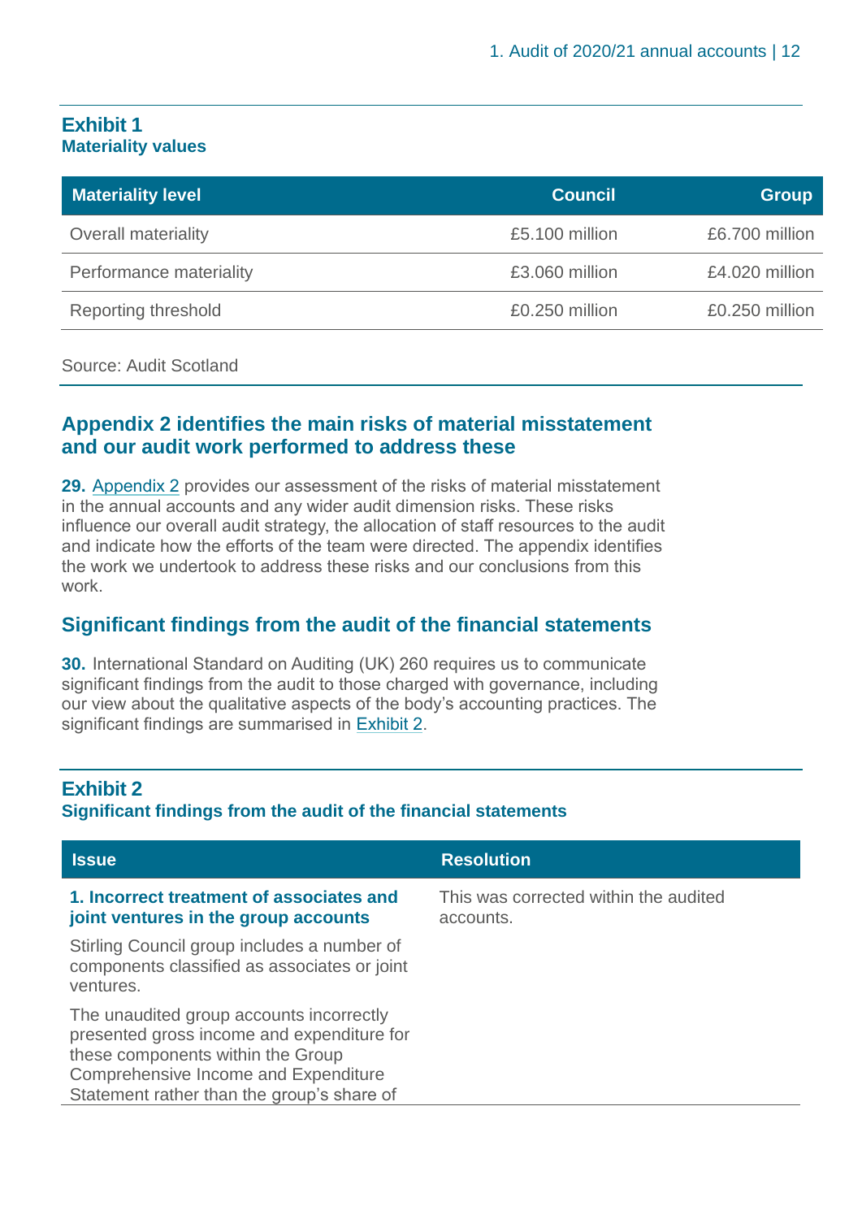**Exhibit 1**
**Materiality values**

| Materiality level | Council | Group |
|---|---|---|
| Overall materiality | £5.100 million | £6.700 million |
| Performance materiality | £3.060 million | £4.020 million |
| Reporting threshold | £0.250 million | £0.250 million |

Source: Audit Scotland

## Appendix 2 identifies the main risks of material misstatement and our audit work performed to address these

**29.** Appendix 2 provides our assessment of the risks of material misstatement in the annual accounts and any wider audit dimension risks. These risks influence our overall audit strategy, the allocation of staff resources to the audit and indicate how the efforts of the team were directed. The appendix identifies the work we undertook to address these risks and our conclusions from this work.

## Significant findings from the audit of the financial statements

**30.** International Standard on Auditing (UK) 260 requires us to communicate significant findings from the audit to those charged with governance, including our view about the qualitative aspects of the body's accounting practices. The significant findings are summarised in Exhibit 2.

**Exhibit 2**
**Significant findings from the audit of the financial statements**

| Issue | Resolution |
|---|---|
| **1. Incorrect treatment of associates and joint ventures in the group accounts**<br><br>Stirling Council group includes a number of components classified as associates or joint ventures.<br><br>The unaudited group accounts incorrectly presented gross income and expenditure for these components within the Group Comprehensive Income and Expenditure Statement rather than the group's share of | This was corrected within the audited accounts. |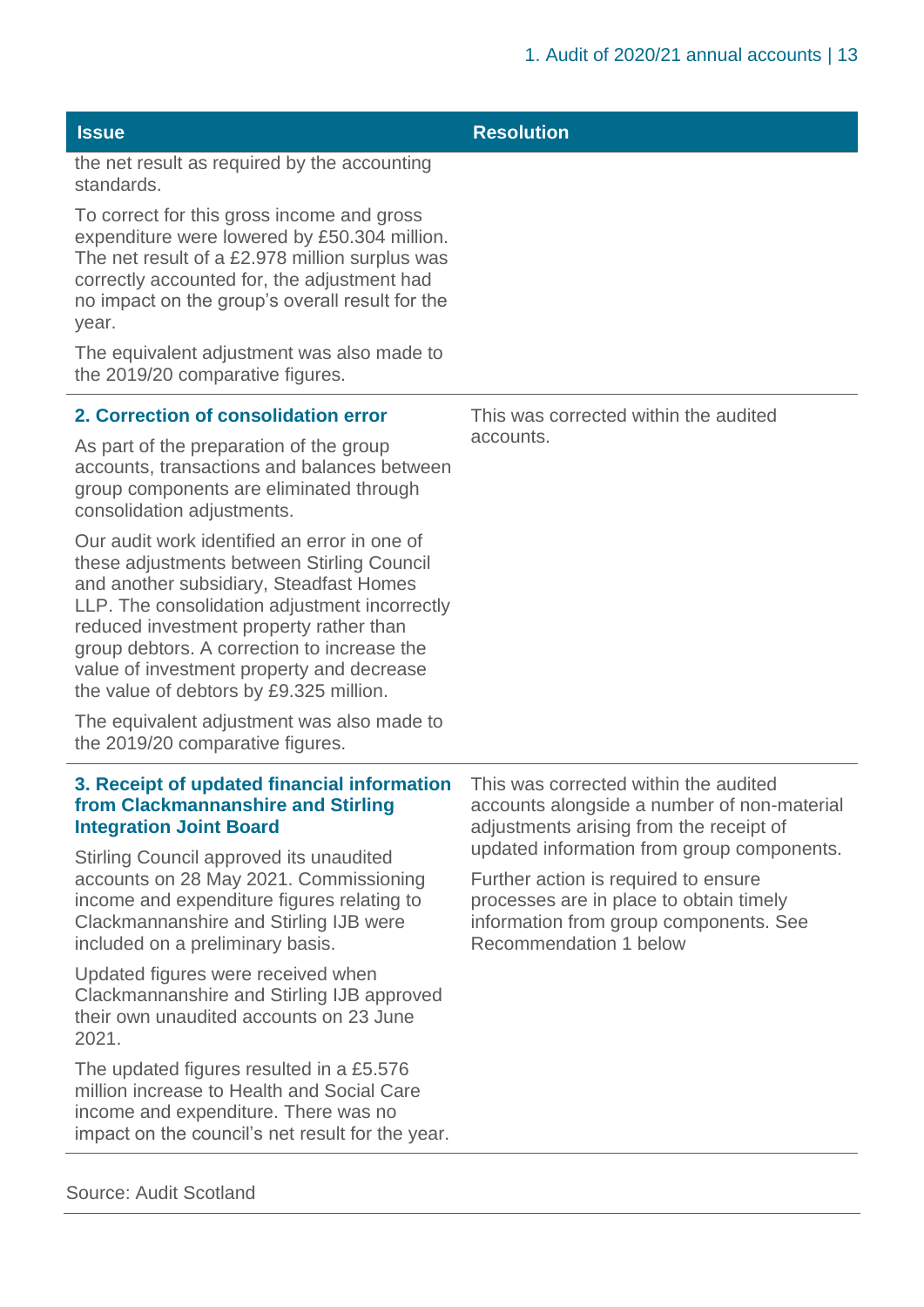| Issue | Resolution |
|---|---|
| the net result as required by the accounting standards.<br><br>To correct for this gross income and gross expenditure were lowered by £50.304 million. The net result of a £2.978 million surplus was correctly accounted for, the adjustment had no impact on the group's overall result for the year.<br><br>The equivalent adjustment was also made to the 2019/20 comparative figures. | |
| **2. Correction of consolidation error**<br><br>As part of the preparation of the group accounts, transactions and balances between group components are eliminated through consolidation adjustments.<br><br>Our audit work identified an error in one of these adjustments between Stirling Council and another subsidiary, Steadfast Homes LLP. The consolidation adjustment incorrectly reduced investment property rather than group debtors. A correction to increase the value of investment property and decrease the value of debtors by £9.325 million.<br><br>The equivalent adjustment was also made to the 2019/20 comparative figures. | This was corrected within the audited accounts. |
| **3. Receipt of updated financial information from Clackmannanshire and Stirling Integration Joint Board**<br><br>Stirling Council approved its unaudited accounts on 28 May 2021. Commissioning income and expenditure figures relating to Clackmannanshire and Stirling IJB were included on a preliminary basis.<br><br>Updated figures were received when Clackmannanshire and Stirling IJB approved their own unaudited accounts on 23 June 2021.<br><br>The updated figures resulted in a £5.576 million increase to Health and Social Care income and expenditure. There was no impact on the council's net result for the year. | This was corrected within the audited accounts alongside a number of non-material adjustments arising from the receipt of updated information from group components.<br><br>Further action is required to ensure processes are in place to obtain timely information from group components. See Recommendation 1 below |

Source: Audit Scotland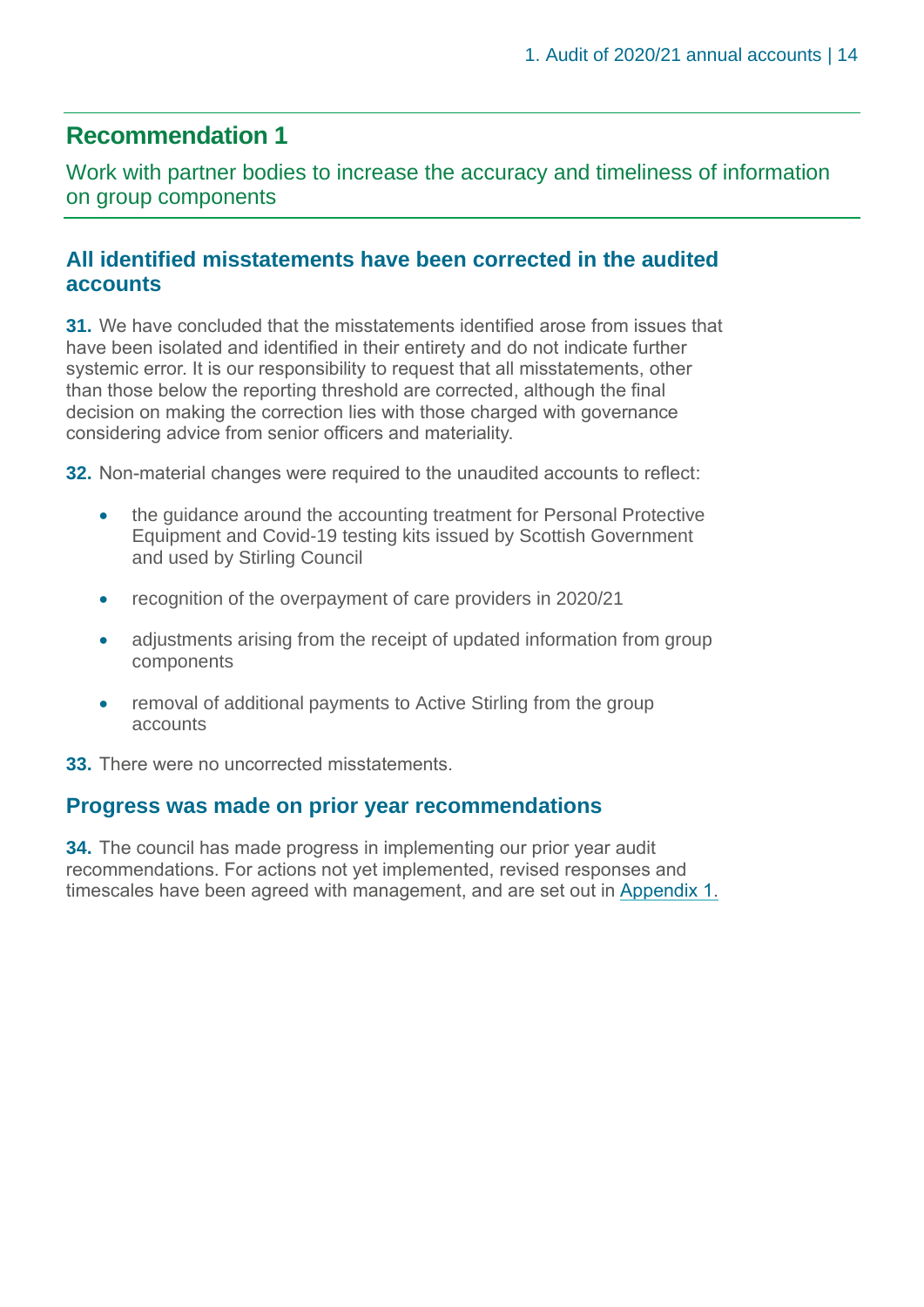## Recommendation 1

Work with partner bodies to increase the accuracy and timeliness of information on group components

### All identified misstatements have been corrected in the audited accounts

**31.** We have concluded that the misstatements identified arose from issues that have been isolated and identified in their entirety and do not indicate further systemic error. It is our responsibility to request that all misstatements, other than those below the reporting threshold are corrected, although the final decision on making the correction lies with those charged with governance considering advice from senior officers and materiality.

**32.** Non-material changes were required to the unaudited accounts to reflect:

- the guidance around the accounting treatment for Personal Protective Equipment and Covid-19 testing kits issued by Scottish Government and used by Stirling Council
- recognition of the overpayment of care providers in 2020/21
- adjustments arising from the receipt of updated information from group components
- removal of additional payments to Active Stirling from the group accounts

**33.** There were no uncorrected misstatements.

### Progress was made on prior year recommendations

**34.** The council has made progress in implementing our prior year audit recommendations. For actions not yet implemented, revised responses and timescales have been agreed with management, and are set out in Appendix 1.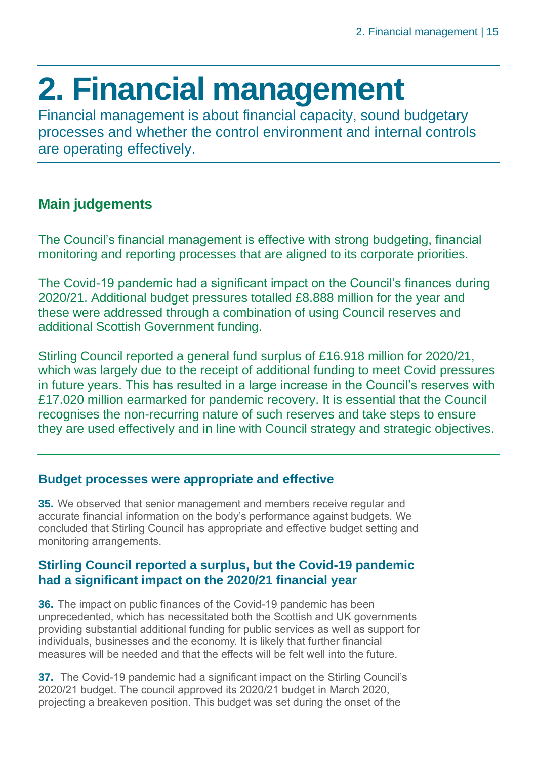# 2. Financial management

Financial management is about financial capacity, sound budgetary processes and whether the control environment and internal controls are operating effectively.

## Main judgements

The Council's financial management is effective with strong budgeting, financial monitoring and reporting processes that are aligned to its corporate priorities.

The Covid-19 pandemic had a significant impact on the Council's finances during 2020/21. Additional budget pressures totalled £8.888 million for the year and these were addressed through a combination of using Council reserves and additional Scottish Government funding.

Stirling Council reported a general fund surplus of £16.918 million for 2020/21, which was largely due to the receipt of additional funding to meet Covid pressures in future years. This has resulted in a large increase in the Council's reserves with £17.020 million earmarked for pandemic recovery. It is essential that the Council recognises the non-recurring nature of such reserves and take steps to ensure they are used effectively and in line with Council strategy and strategic objectives.

### Budget processes were appropriate and effective

**35.** We observed that senior management and members receive regular and accurate financial information on the body's performance against budgets. We concluded that Stirling Council has appropriate and effective budget setting and monitoring arrangements.

### Stirling Council reported a surplus, but the Covid-19 pandemic had a significant impact on the 2020/21 financial year

**36.** The impact on public finances of the Covid-19 pandemic has been unprecedented, which has necessitated both the Scottish and UK governments providing substantial additional funding for public services as well as support for individuals, businesses and the economy. It is likely that further financial measures will be needed and that the effects will be felt well into the future.

**37.** The Covid-19 pandemic had a significant impact on the Stirling Council's 2020/21 budget. The council approved its 2020/21 budget in March 2020, projecting a breakeven position. This budget was set during the onset of the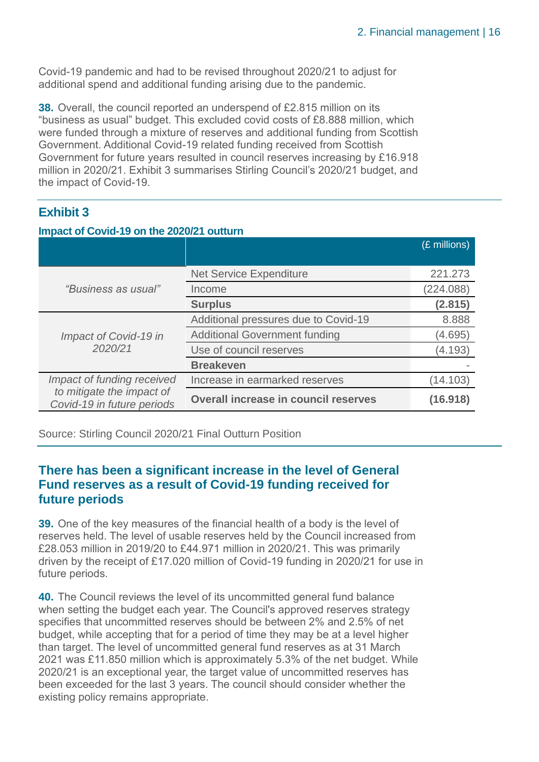Covid-19 pandemic and had to be revised throughout 2020/21 to adjust for additional spend and additional funding arising due to the pandemic.

**38.** Overall, the council reported an underspend of £2.815 million on its "business as usual" budget. This excluded covid costs of £8.888 million, which were funded through a mixture of reserves and additional funding from Scottish Government. Additional Covid-19 related funding received from Scottish Government for future years resulted in council reserves increasing by £16.918 million in 2020/21. Exhibit 3 summarises Stirling Council's 2020/21 budget, and the impact of Covid-19.

### Exhibit 3

**Impact of Covid-19 on the 2020/21 outturn**

| | | (£ millions) |
|---|---|---|
| *"Business as usual"* | Net Service Expenditure | 221.273 |
| | Income | (224.088) |
| | **Surplus** | **(2.815)** |
| *Impact of Covid-19 in 2020/21* | Additional pressures due to Covid-19 | 8.888 |
| | Additional Government funding | (4.695) |
| | Use of council reserves | (4.193) |
| | **Breakeven** | - |
| *Impact of funding received to mitigate the impact of Covid-19 in future periods* | Increase in earmarked reserves | (14.103) |
| | **Overall increase in council reserves** | **(16.918)** |

Source: Stirling Council 2020/21 Final Outturn Position

### There has been a significant increase in the level of General Fund reserves as a result of Covid-19 funding received for future periods

**39.** One of the key measures of the financial health of a body is the level of reserves held. The level of usable reserves held by the Council increased from £28.053 million in 2019/20 to £44.971 million in 2020/21. This was primarily driven by the receipt of £17.020 million of Covid-19 funding in 2020/21 for use in future periods.

**40.** The Council reviews the level of its uncommitted general fund balance when setting the budget each year. The Council's approved reserves strategy specifies that uncommitted reserves should be between 2% and 2.5% of net budget, while accepting that for a period of time they may be at a level higher than target. The level of uncommitted general fund reserves as at 31 March 2021 was £11.850 million which is approximately 5.3% of the net budget. While 2020/21 is an exceptional year, the target value of uncommitted reserves has been exceeded for the last 3 years. The council should consider whether the existing policy remains appropriate.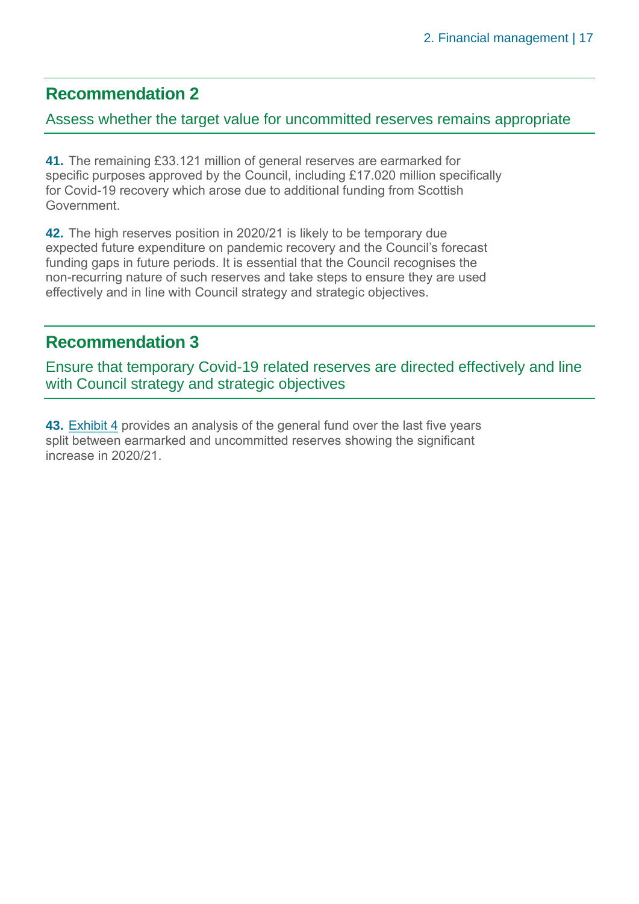## Recommendation 2

Assess whether the target value for uncommitted reserves remains appropriate

**41.** The remaining £33.121 million of general reserves are earmarked for specific purposes approved by the Council, including £17.020 million specifically for Covid-19 recovery which arose due to additional funding from Scottish Government.

**42.** The high reserves position in 2020/21 is likely to be temporary due expected future expenditure on pandemic recovery and the Council's forecast funding gaps in future periods. It is essential that the Council recognises the non-recurring nature of such reserves and take steps to ensure they are used effectively and in line with Council strategy and strategic objectives.

## Recommendation 3

Ensure that temporary Covid-19 related reserves are directed effectively and line with Council strategy and strategic objectives

**43.** Exhibit 4 provides an analysis of the general fund over the last five years split between earmarked and uncommitted reserves showing the significant increase in 2020/21.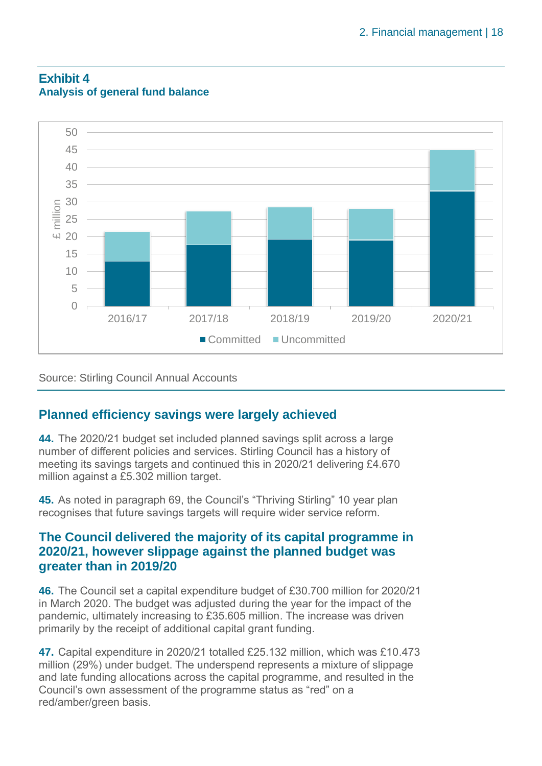## Exhibit 4

**Analysis of general fund balance**

Source: Stirling Council Annual Accounts

## Planned efficiency savings were largely achieved

**44.** The 2020/21 budget set included planned savings split across a large number of different policies and services. Stirling Council has a history of meeting its savings targets and continued this in 2020/21 delivering £4.670 million against a £5.302 million target.

**45.** As noted in paragraph 69, the Council's "Thriving Stirling" 10 year plan recognises that future savings targets will require wider service reform.

## The Council delivered the majority of its capital programme in 2020/21, however slippage against the planned budget was greater than in 2019/20

**46.** The Council set a capital expenditure budget of £30.700 million for 2020/21 in March 2020. The budget was adjusted during the year for the impact of the pandemic, ultimately increasing to £35.605 million. The increase was driven primarily by the receipt of additional capital grant funding.

**47.** Capital expenditure in 2020/21 totalled £25.132 million, which was £10.473 million (29%) under budget. The underspend represents a mixture of slippage and late funding allocations across the capital programme, and resulted in the Council's own assessment of the programme status as "red" on a red/amber/green basis.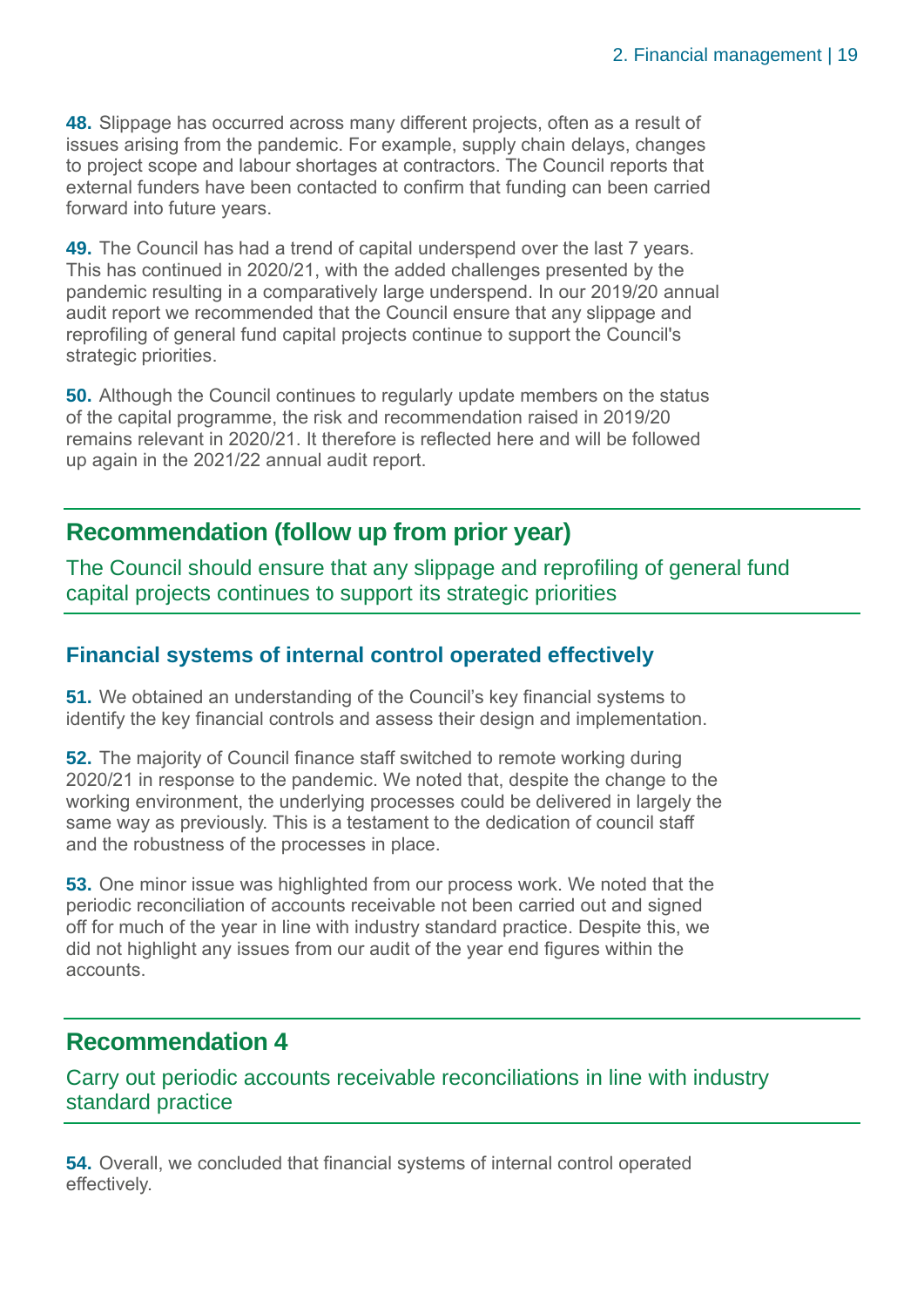**48.** Slippage has occurred across many different projects, often as a result of issues arising from the pandemic. For example, supply chain delays, changes to project scope and labour shortages at contractors. The Council reports that external funders have been contacted to confirm that funding can been carried forward into future years.

**49.** The Council has had a trend of capital underspend over the last 7 years. This has continued in 2020/21, with the added challenges presented by the pandemic resulting in a comparatively large underspend. In our 2019/20 annual audit report we recommended that the Council ensure that any slippage and reprofiling of general fund capital projects continue to support the Council's strategic priorities.

**50.** Although the Council continues to regularly update members on the status of the capital programme, the risk and recommendation raised in 2019/20 remains relevant in 2020/21. It therefore is reflected here and will be followed up again in the 2021/22 annual audit report.

## Recommendation (follow up from prior year)

The Council should ensure that any slippage and reprofiling of general fund capital projects continues to support its strategic priorities

### Financial systems of internal control operated effectively

**51.** We obtained an understanding of the Council's key financial systems to identify the key financial controls and assess their design and implementation.

**52.** The majority of Council finance staff switched to remote working during 2020/21 in response to the pandemic. We noted that, despite the change to the working environment, the underlying processes could be delivered in largely the same way as previously. This is a testament to the dedication of council staff and the robustness of the processes in place.

**53.** One minor issue was highlighted from our process work. We noted that the periodic reconciliation of accounts receivable not been carried out and signed off for much of the year in line with industry standard practice. Despite this, we did not highlight any issues from our audit of the year end figures within the accounts.

## Recommendation 4

Carry out periodic accounts receivable reconciliations in line with industry standard practice

**54.** Overall, we concluded that financial systems of internal control operated effectively.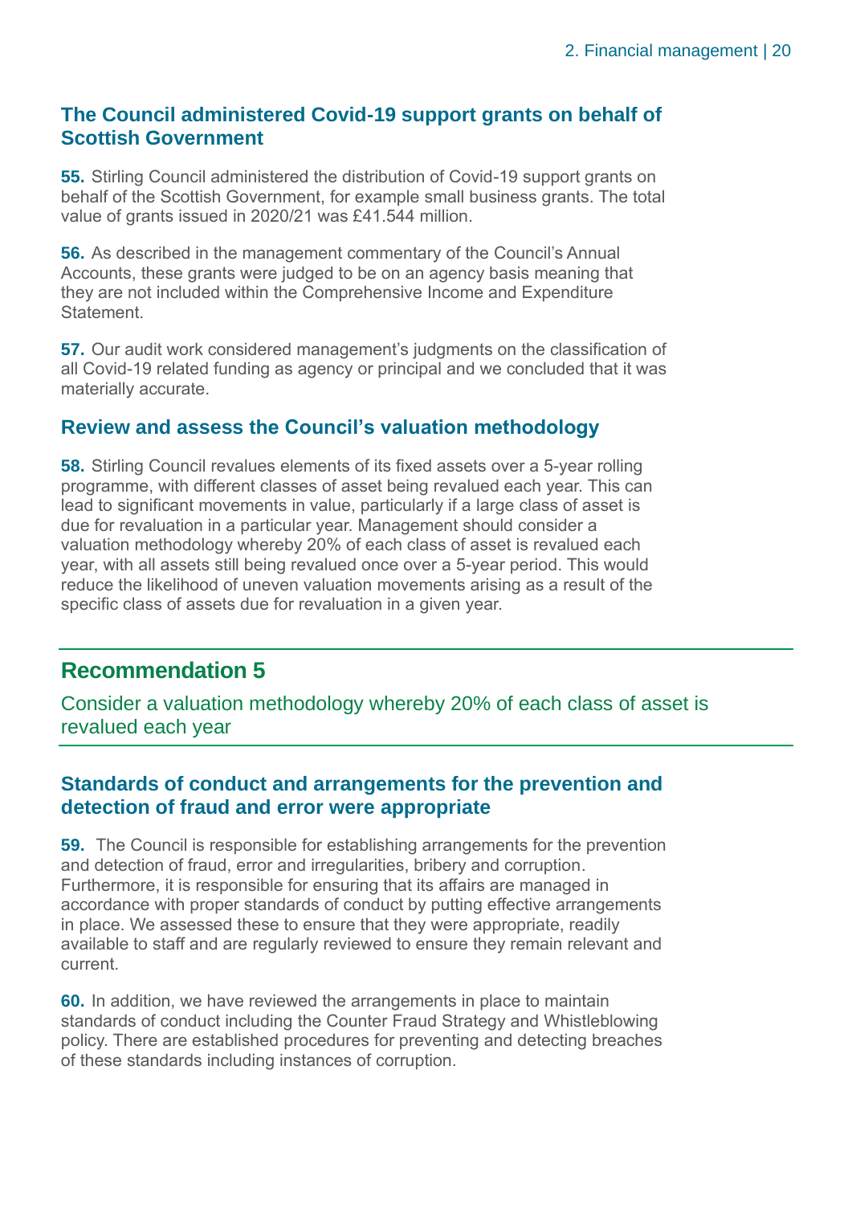### The Council administered Covid-19 support grants on behalf of Scottish Government

**55.** Stirling Council administered the distribution of Covid-19 support grants on behalf of the Scottish Government, for example small business grants. The total value of grants issued in 2020/21 was £41.544 million.

**56.** As described in the management commentary of the Council's Annual Accounts, these grants were judged to be on an agency basis meaning that they are not included within the Comprehensive Income and Expenditure Statement.

**57.** Our audit work considered management's judgments on the classification of all Covid-19 related funding as agency or principal and we concluded that it was materially accurate.

### Review and assess the Council's valuation methodology

**58.** Stirling Council revalues elements of its fixed assets over a 5-year rolling programme, with different classes of asset being revalued each year. This can lead to significant movements in value, particularly if a large class of asset is due for revaluation in a particular year. Management should consider a valuation methodology whereby 20% of each class of asset is revalued each year, with all assets still being revalued once over a 5-year period. This would reduce the likelihood of uneven valuation movements arising as a result of the specific class of assets due for revaluation in a given year.

## Recommendation 5

Consider a valuation methodology whereby 20% of each class of asset is revalued each year

### Standards of conduct and arrangements for the prevention and detection of fraud and error were appropriate

**59.** The Council is responsible for establishing arrangements for the prevention and detection of fraud, error and irregularities, bribery and corruption. Furthermore, it is responsible for ensuring that its affairs are managed in accordance with proper standards of conduct by putting effective arrangements in place. We assessed these to ensure that they were appropriate, readily available to staff and are regularly reviewed to ensure they remain relevant and current.

**60.** In addition, we have reviewed the arrangements in place to maintain standards of conduct including the Counter Fraud Strategy and Whistleblowing policy. There are established procedures for preventing and detecting breaches of these standards including instances of corruption.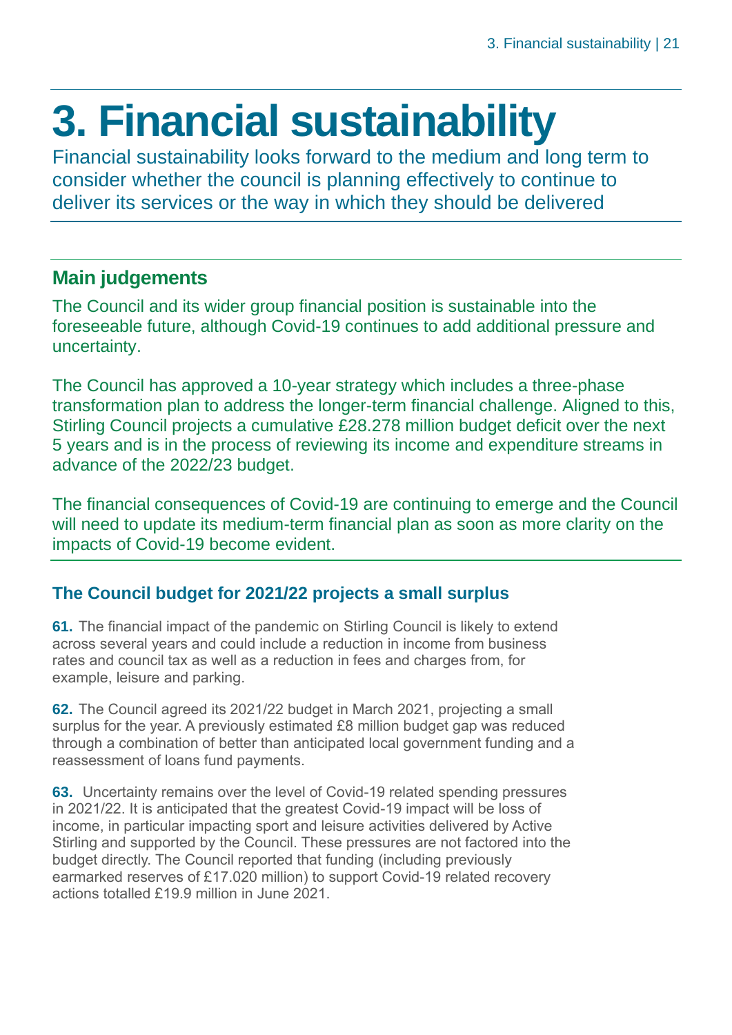# 3. Financial sustainability

Financial sustainability looks forward to the medium and long term to consider whether the council is planning effectively to continue to deliver its services or the way in which they should be delivered

## Main judgements

The Council and its wider group financial position is sustainable into the foreseeable future, although Covid-19 continues to add additional pressure and uncertainty.

The Council has approved a 10-year strategy which includes a three-phase transformation plan to address the longer-term financial challenge. Aligned to this, Stirling Council projects a cumulative £28.278 million budget deficit over the next 5 years and is in the process of reviewing its income and expenditure streams in advance of the 2022/23 budget.

The financial consequences of Covid-19 are continuing to emerge and the Council will need to update its medium-term financial plan as soon as more clarity on the impacts of Covid-19 become evident.

### The Council budget for 2021/22 projects a small surplus

**61.** The financial impact of the pandemic on Stirling Council is likely to extend across several years and could include a reduction in income from business rates and council tax as well as a reduction in fees and charges from, for example, leisure and parking.

**62.** The Council agreed its 2021/22 budget in March 2021, projecting a small surplus for the year. A previously estimated £8 million budget gap was reduced through a combination of better than anticipated local government funding and a reassessment of loans fund payments.

**63.** Uncertainty remains over the level of Covid-19 related spending pressures in 2021/22. It is anticipated that the greatest Covid-19 impact will be loss of income, in particular impacting sport and leisure activities delivered by Active Stirling and supported by the Council. These pressures are not factored into the budget directly. The Council reported that funding (including previously earmarked reserves of £17.020 million) to support Covid-19 related recovery actions totalled £19.9 million in June 2021.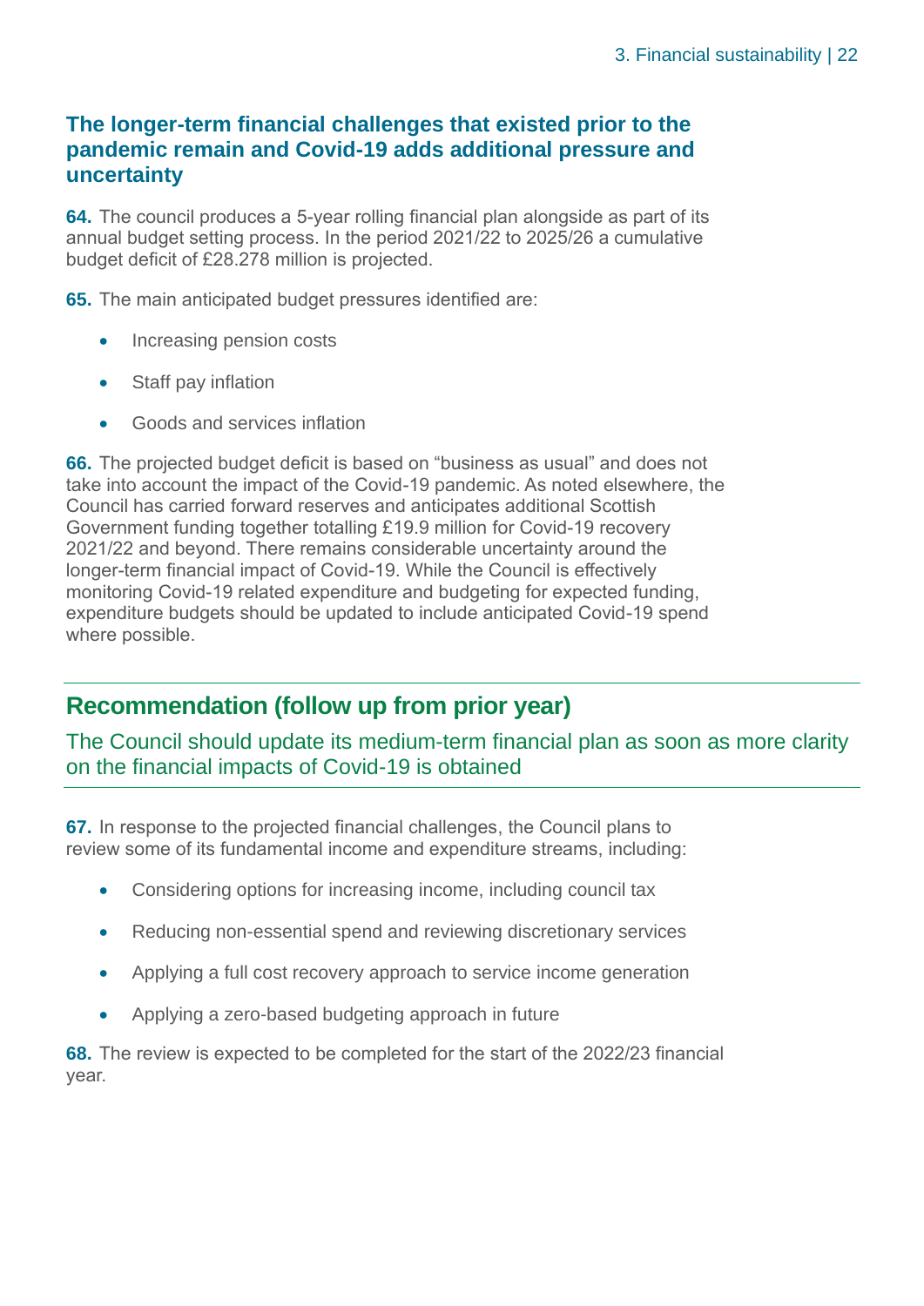## The longer-term financial challenges that existed prior to the pandemic remain and Covid-19 adds additional pressure and uncertainty

**64.** The council produces a 5-year rolling financial plan alongside as part of its annual budget setting process. In the period 2021/22 to 2025/26 a cumulative budget deficit of £28.278 million is projected.

**65.** The main anticipated budget pressures identified are:

- Increasing pension costs
- Staff pay inflation
- Goods and services inflation

**66.** The projected budget deficit is based on "business as usual" and does not take into account the impact of the Covid-19 pandemic. As noted elsewhere, the Council has carried forward reserves and anticipates additional Scottish Government funding together totalling £19.9 million for Covid-19 recovery 2021/22 and beyond. There remains considerable uncertainty around the longer-term financial impact of Covid-19. While the Council is effectively monitoring Covid-19 related expenditure and budgeting for expected funding, expenditure budgets should be updated to include anticipated Covid-19 spend where possible.

## Recommendation (follow up from prior year)

The Council should update its medium-term financial plan as soon as more clarity on the financial impacts of Covid-19 is obtained

**67.** In response to the projected financial challenges, the Council plans to review some of its fundamental income and expenditure streams, including:

- Considering options for increasing income, including council tax
- Reducing non-essential spend and reviewing discretionary services
- Applying a full cost recovery approach to service income generation
- Applying a zero-based budgeting approach in future

**68.** The review is expected to be completed for the start of the 2022/23 financial year.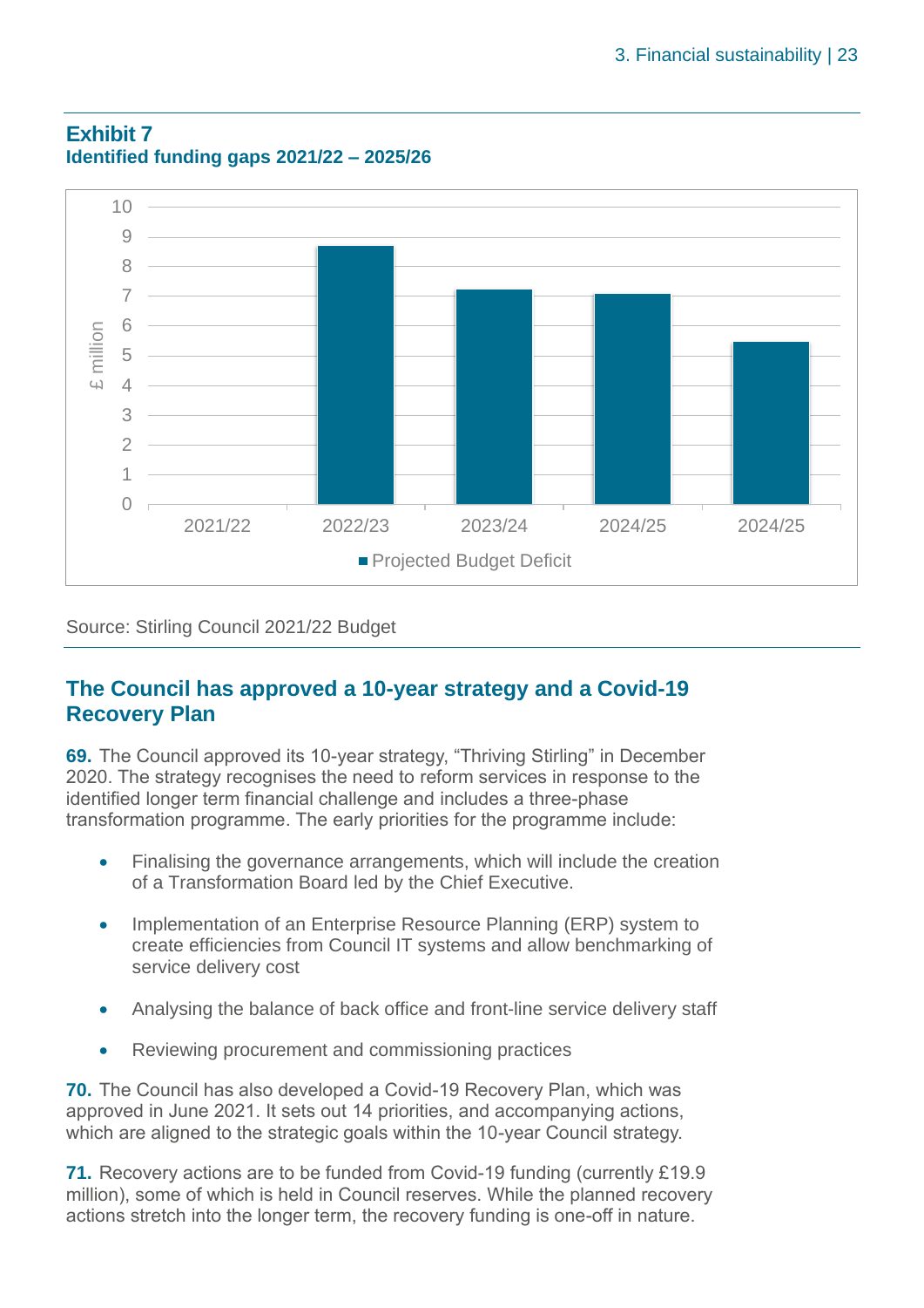**Exhibit 7**
**Identified funding gaps 2021/22 – 2025/26**

| | Projected Budget Deficit (£ million) |
|---|---|
| 2021/22 | 0 |
| 2022/23 | 8.7 |
| 2023/24 | 7.2 |
| 2024/25 | 7.1 |
| 2024/25 | 5.5 |

Source: Stirling Council 2021/22 Budget

## The Council has approved a 10-year strategy and a Covid-19 Recovery Plan

**69.** The Council approved its 10-year strategy, "Thriving Stirling" in December 2020. The strategy recognises the need to reform services in response to the identified longer term financial challenge and includes a three-phase transformation programme. The early priorities for the programme include:

- Finalising the governance arrangements, which will include the creation of a Transformation Board led by the Chief Executive.
- Implementation of an Enterprise Resource Planning (ERP) system to create efficiencies from Council IT systems and allow benchmarking of service delivery cost
- Analysing the balance of back office and front-line service delivery staff
- Reviewing procurement and commissioning practices

**70.** The Council has also developed a Covid-19 Recovery Plan, which was approved in June 2021. It sets out 14 priorities, and accompanying actions, which are aligned to the strategic goals within the 10-year Council strategy.

**71.** Recovery actions are to be funded from Covid-19 funding (currently £19.9 million), some of which is held in Council reserves. While the planned recovery actions stretch into the longer term, the recovery funding is one-off in nature.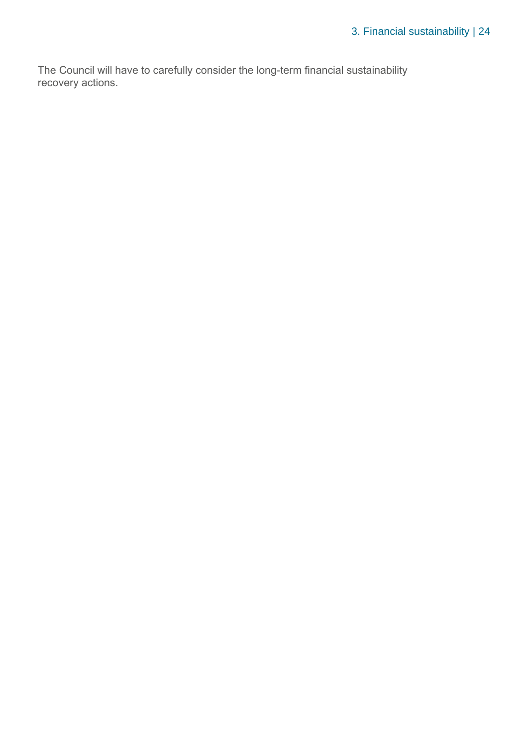The Council will have to carefully consider the long-term financial sustainability recovery actions.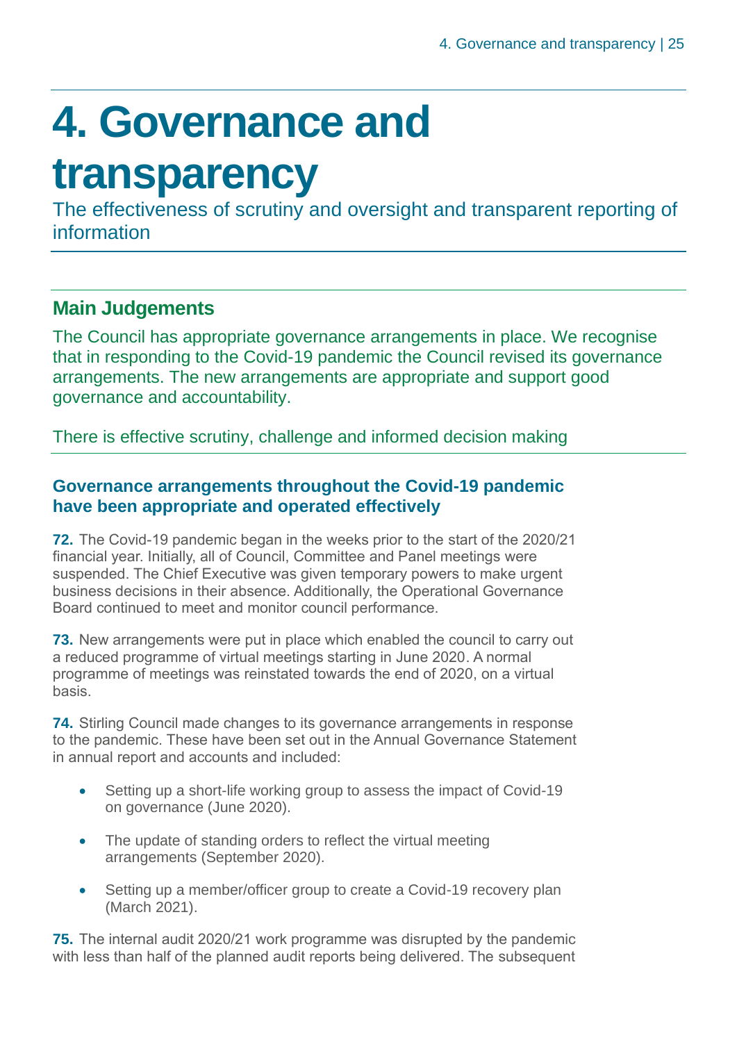# 4. Governance and transparency

The effectiveness of scrutiny and oversight and transparent reporting of information

## Main Judgements

The Council has appropriate governance arrangements in place. We recognise that in responding to the Covid-19 pandemic the Council revised its governance arrangements. The new arrangements are appropriate and support good governance and accountability.

There is effective scrutiny, challenge and informed decision making

### Governance arrangements throughout the Covid-19 pandemic have been appropriate and operated effectively

**72.** The Covid-19 pandemic began in the weeks prior to the start of the 2020/21 financial year. Initially, all of Council, Committee and Panel meetings were suspended. The Chief Executive was given temporary powers to make urgent business decisions in their absence. Additionally, the Operational Governance Board continued to meet and monitor council performance.

**73.** New arrangements were put in place which enabled the council to carry out a reduced programme of virtual meetings starting in June 2020. A normal programme of meetings was reinstated towards the end of 2020, on a virtual basis.

**74.** Stirling Council made changes to its governance arrangements in response to the pandemic. These have been set out in the Annual Governance Statement in annual report and accounts and included:

- Setting up a short-life working group to assess the impact of Covid-19 on governance (June 2020).
- The update of standing orders to reflect the virtual meeting arrangements (September 2020).
- Setting up a member/officer group to create a Covid-19 recovery plan (March 2021).

**75.** The internal audit 2020/21 work programme was disrupted by the pandemic with less than half of the planned audit reports being delivered. The subsequent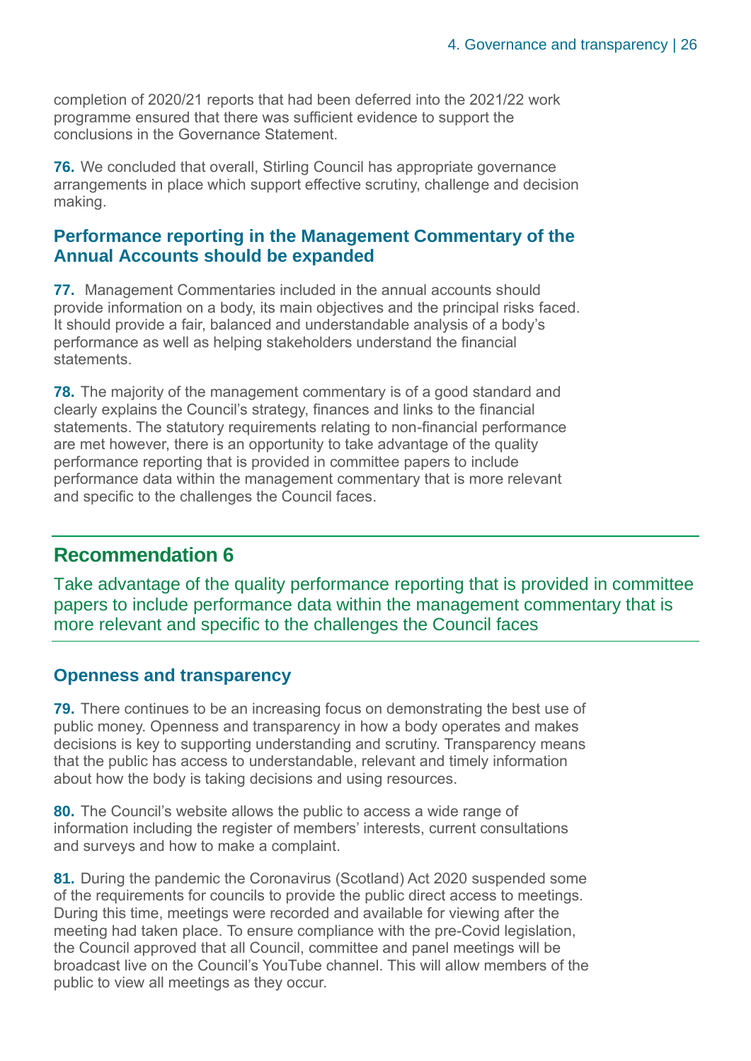completion of 2020/21 reports that had been deferred into the 2021/22 work programme ensured that there was sufficient evidence to support the conclusions in the Governance Statement.

**76.** We concluded that overall, Stirling Council has appropriate governance arrangements in place which support effective scrutiny, challenge and decision making.

### Performance reporting in the Management Commentary of the Annual Accounts should be expanded

**77.** Management Commentaries included in the annual accounts should provide information on a body, its main objectives and the principal risks faced. It should provide a fair, balanced and understandable analysis of a body's performance as well as helping stakeholders understand the financial statements.

**78.** The majority of the management commentary is of a good standard and clearly explains the Council's strategy, finances and links to the financial statements. The statutory requirements relating to non-financial performance are met however, there is an opportunity to take advantage of the quality performance reporting that is provided in committee papers to include performance data within the management commentary that is more relevant and specific to the challenges the Council faces.

## Recommendation 6

Take advantage of the quality performance reporting that is provided in committee papers to include performance data within the management commentary that is more relevant and specific to the challenges the Council faces

### Openness and transparency

**79.** There continues to be an increasing focus on demonstrating the best use of public money. Openness and transparency in how a body operates and makes decisions is key to supporting understanding and scrutiny. Transparency means that the public has access to understandable, relevant and timely information about how the body is taking decisions and using resources.

**80.** The Council's website allows the public to access a wide range of information including the register of members' interests, current consultations and surveys and how to make a complaint.

**81.** During the pandemic the Coronavirus (Scotland) Act 2020 suspended some of the requirements for councils to provide the public direct access to meetings. During this time, meetings were recorded and available for viewing after the meeting had taken place. To ensure compliance with the pre-Covid legislation, the Council approved that all Council, committee and panel meetings will be broadcast live on the Council's YouTube channel. This will allow members of the public to view all meetings as they occur.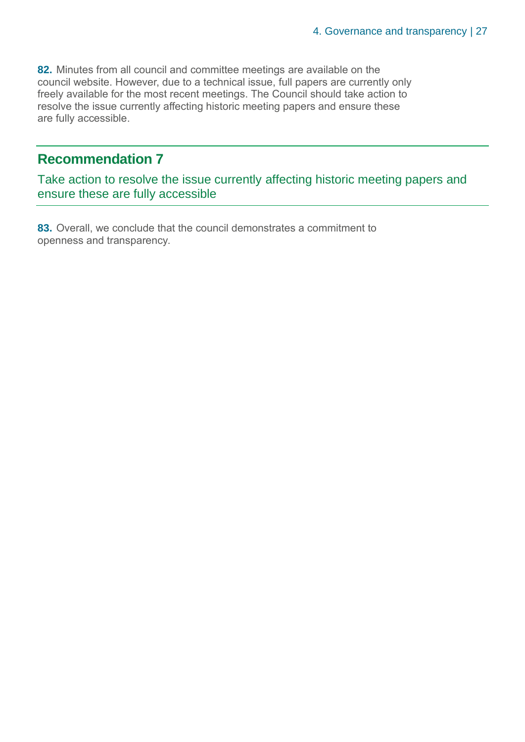**82.** Minutes from all council and committee meetings are available on the council website. However, due to a technical issue, full papers are currently only freely available for the most recent meetings. The Council should take action to resolve the issue currently affecting historic meeting papers and ensure these are fully accessible.

## Recommendation 7

Take action to resolve the issue currently affecting historic meeting papers and ensure these are fully accessible

**83.** Overall, we conclude that the council demonstrates a commitment to openness and transparency.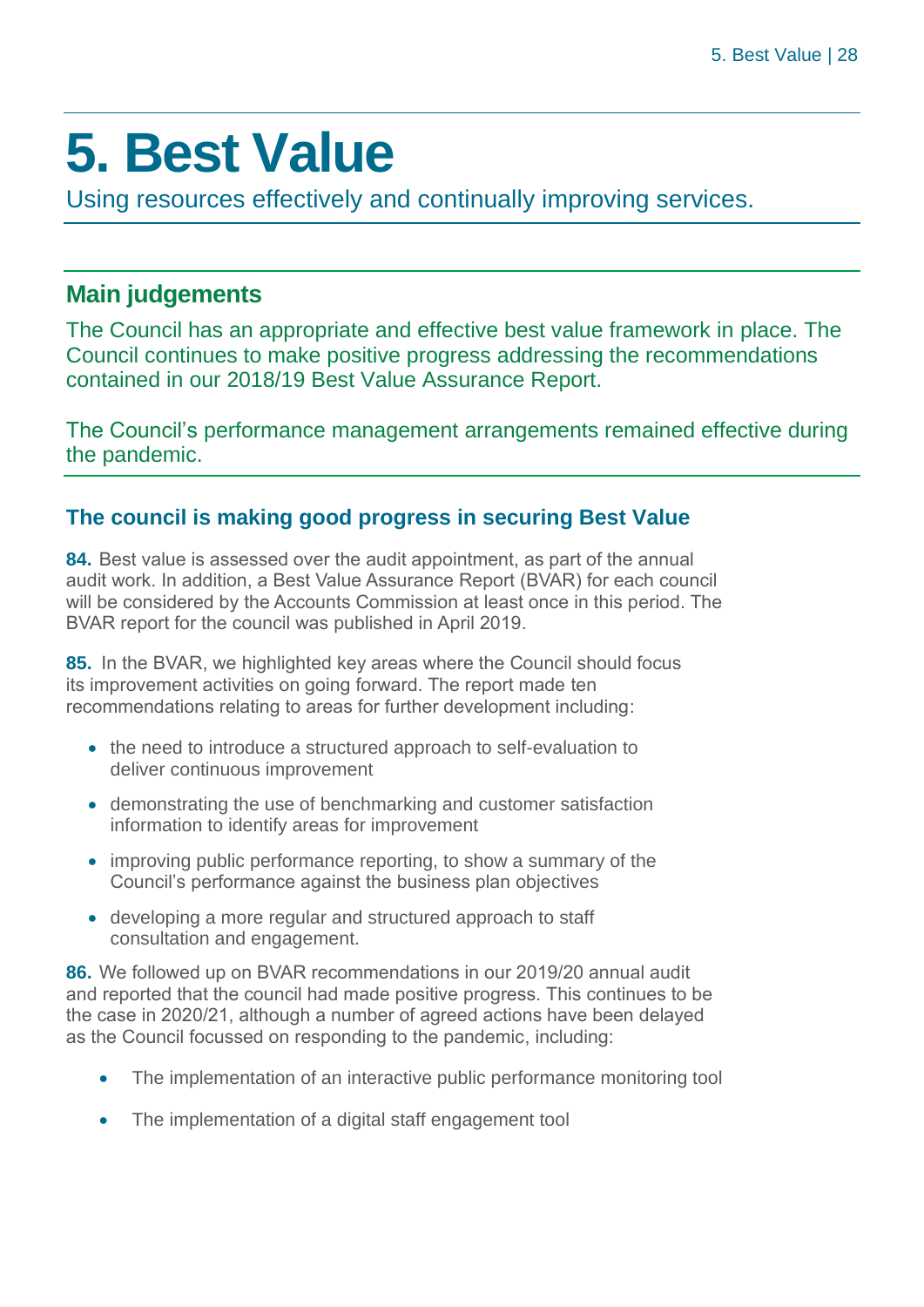# 5. Best Value

Using resources effectively and continually improving services.

## Main judgements

The Council has an appropriate and effective best value framework in place. The Council continues to make positive progress addressing the recommendations contained in our 2018/19 Best Value Assurance Report.

The Council's performance management arrangements remained effective during the pandemic.

### The council is making good progress in securing Best Value

**84.** Best value is assessed over the audit appointment, as part of the annual audit work. In addition, a Best Value Assurance Report (BVAR) for each council will be considered by the Accounts Commission at least once in this period. The BVAR report for the council was published in April 2019.

**85.** In the BVAR, we highlighted key areas where the Council should focus its improvement activities on going forward. The report made ten recommendations relating to areas for further development including:

- the need to introduce a structured approach to self-evaluation to deliver continuous improvement
- demonstrating the use of benchmarking and customer satisfaction information to identify areas for improvement
- improving public performance reporting, to show a summary of the Council's performance against the business plan objectives
- developing a more regular and structured approach to staff consultation and engagement.

**86.** We followed up on BVAR recommendations in our 2019/20 annual audit and reported that the council had made positive progress. This continues to be the case in 2020/21, although a number of agreed actions have been delayed as the Council focussed on responding to the pandemic, including:

- The implementation of an interactive public performance monitoring tool
- The implementation of a digital staff engagement tool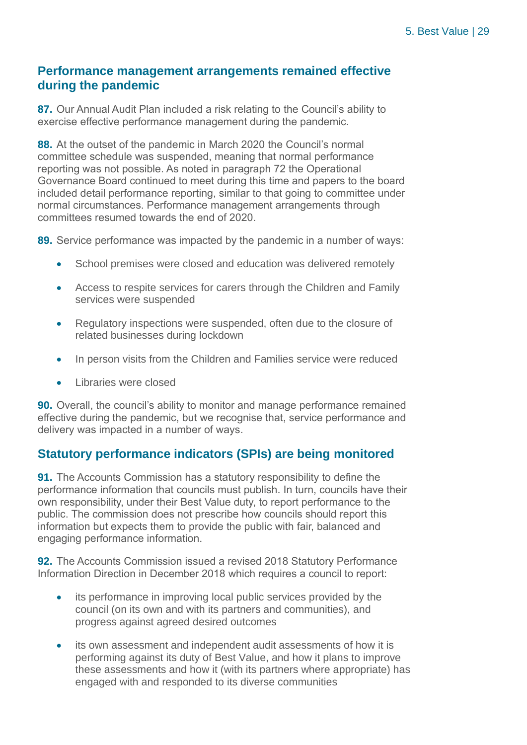## Performance management arrangements remained effective during the pandemic

**87.** Our Annual Audit Plan included a risk relating to the Council's ability to exercise effective performance management during the pandemic.

**88.** At the outset of the pandemic in March 2020 the Council's normal committee schedule was suspended, meaning that normal performance reporting was not possible. As noted in paragraph 72 the Operational Governance Board continued to meet during this time and papers to the board included detail performance reporting, similar to that going to committee under normal circumstances. Performance management arrangements through committees resumed towards the end of 2020.

**89.** Service performance was impacted by the pandemic in a number of ways:

- School premises were closed and education was delivered remotely
- Access to respite services for carers through the Children and Family services were suspended
- Regulatory inspections were suspended, often due to the closure of related businesses during lockdown
- In person visits from the Children and Families service were reduced
- Libraries were closed

**90.** Overall, the council's ability to monitor and manage performance remained effective during the pandemic, but we recognise that, service performance and delivery was impacted in a number of ways.

## Statutory performance indicators (SPIs) are being monitored

**91.** The Accounts Commission has a statutory responsibility to define the performance information that councils must publish. In turn, councils have their own responsibility, under their Best Value duty, to report performance to the public. The commission does not prescribe how councils should report this information but expects them to provide the public with fair, balanced and engaging performance information.

**92.** The Accounts Commission issued a revised 2018 Statutory Performance Information Direction in December 2018 which requires a council to report:

- its performance in improving local public services provided by the council (on its own and with its partners and communities), and progress against agreed desired outcomes
- its own assessment and independent audit assessments of how it is performing against its duty of Best Value, and how it plans to improve these assessments and how it (with its partners where appropriate) has engaged with and responded to its diverse communities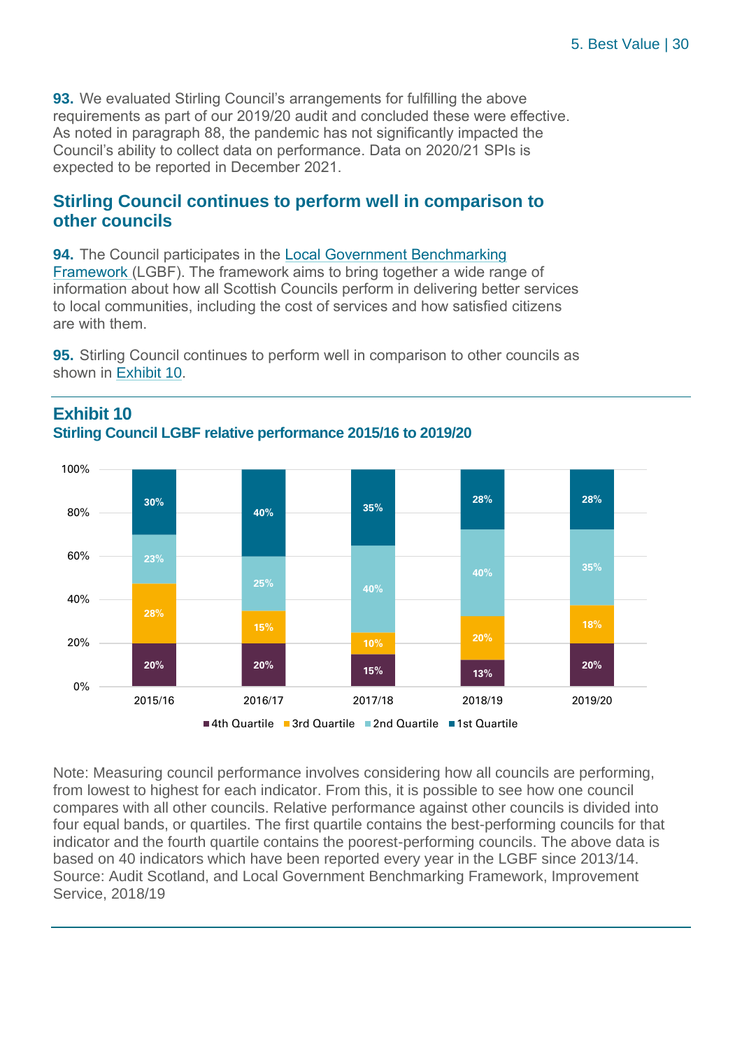**93.** We evaluated Stirling Council's arrangements for fulfilling the above requirements as part of our 2019/20 audit and concluded these were effective. As noted in paragraph 88, the pandemic has not significantly impacted the Council's ability to collect data on performance. Data on 2020/21 SPIs is expected to be reported in December 2021.

## Stirling Council continues to perform well in comparison to other councils

**94.** The Council participates in the Local Government Benchmarking Framework (LGBF). The framework aims to bring together a wide range of information about how all Scottish Councils perform in delivering better services to local communities, including the cost of services and how satisfied citizens are with them.

**95.** Stirling Council continues to perform well in comparison to other councils as shown in Exhibit 10.

### Exhibit 10

**Stirling Council LGBF relative performance 2015/16 to 2019/20**

| | 2015/16 | 2016/17 | 2017/18 | 2018/19 | 2019/20 |
|---|---|---|---|---|---|
| 1st Quartile | 30% | 40% | 35% | 28% | 28% |
| 2nd Quartile | 23% | 25% | 40% | 40% | 35% |
| 3rd Quartile | 28% | 15% | 10% | 20% | 18% |
| 4th Quartile | 20% | 20% | 15% | 13% | 20% |

Note: Measuring council performance involves considering how all councils are performing, from lowest to highest for each indicator. From this, it is possible to see how one council compares with all other councils. Relative performance against other councils is divided into four equal bands, or quartiles. The first quartile contains the best-performing councils for that indicator and the fourth quartile contains the poorest-performing councils. The above data is based on 40 indicators which have been reported every year in the LGBF since 2013/14.

Source: Audit Scotland, and Local Government Benchmarking Framework, Improvement Service, 2018/19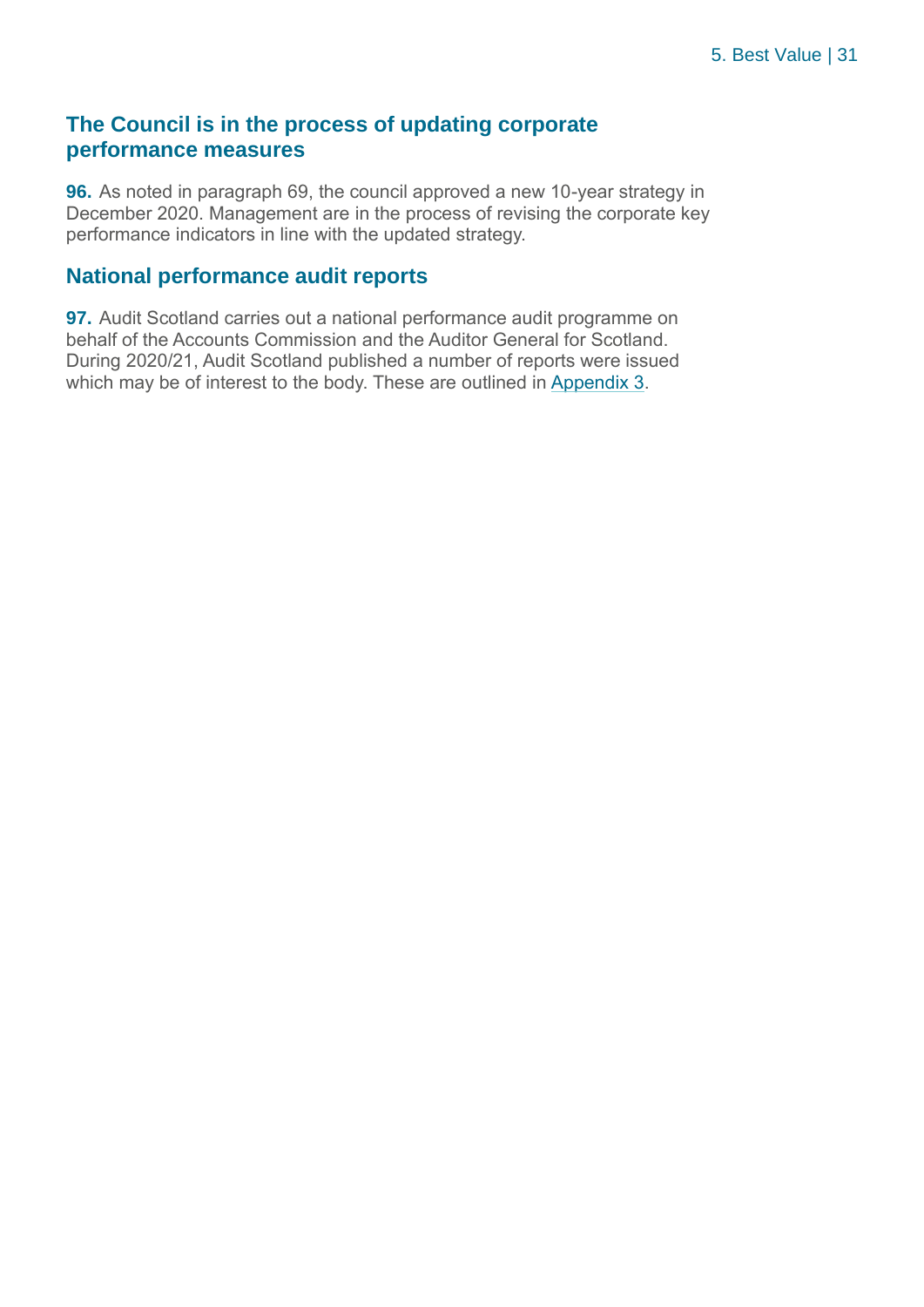## The Council is in the process of updating corporate performance measures

**96.** As noted in paragraph 69, the council approved a new 10-year strategy in December 2020. Management are in the process of revising the corporate key performance indicators in line with the updated strategy.

## National performance audit reports

**97.** Audit Scotland carries out a national performance audit programme on behalf of the Accounts Commission and the Auditor General for Scotland. During 2020/21, Audit Scotland published a number of reports were issued which may be of interest to the body. These are outlined in Appendix 3.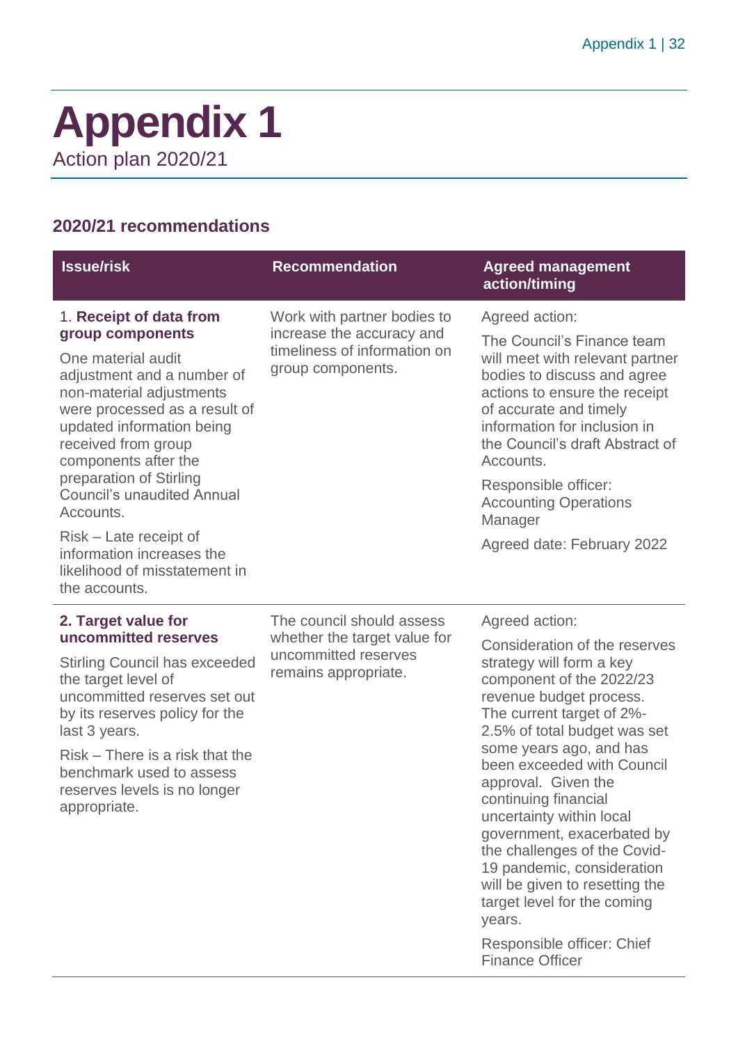# Appendix 1

Action plan 2020/21

## 2020/21 recommendations

| Issue/risk | Recommendation | Agreed management action/timing |
|---|---|---|
| 1. **Receipt of data from group components**<br><br>One material audit adjustment and a number of non-material adjustments were processed as a result of updated information being received from group components after the preparation of Stirling Council's unaudited Annual Accounts.<br><br>Risk – Late receipt of information increases the likelihood of misstatement in the accounts. | Work with partner bodies to increase the accuracy and timeliness of information on group components. | Agreed action:<br><br>The Council's Finance team will meet with relevant partner bodies to discuss and agree actions to ensure the receipt of accurate and timely information for inclusion in the Council's draft Abstract of Accounts.<br><br>Responsible officer: Accounting Operations Manager<br><br>Agreed date: February 2022 |
| **2. Target value for uncommitted reserves**<br><br>Stirling Council has exceeded the target level of uncommitted reserves set out by its reserves policy for the last 3 years.<br><br>Risk – There is a risk that the benchmark used to assess reserves levels is no longer appropriate. | The council should assess whether the target value for uncommitted reserves remains appropriate. | Agreed action:<br><br>Consideration of the reserves strategy will form a key component of the 2022/23 revenue budget process. The current target of 2%-2.5% of total budget was set some years ago, and has been exceeded with Council approval. Given the continuing financial uncertainty within local government, exacerbated by the challenges of the Covid-19 pandemic, consideration will be given to resetting the target level for the coming years.<br><br>Responsible officer: Chief Finance Officer |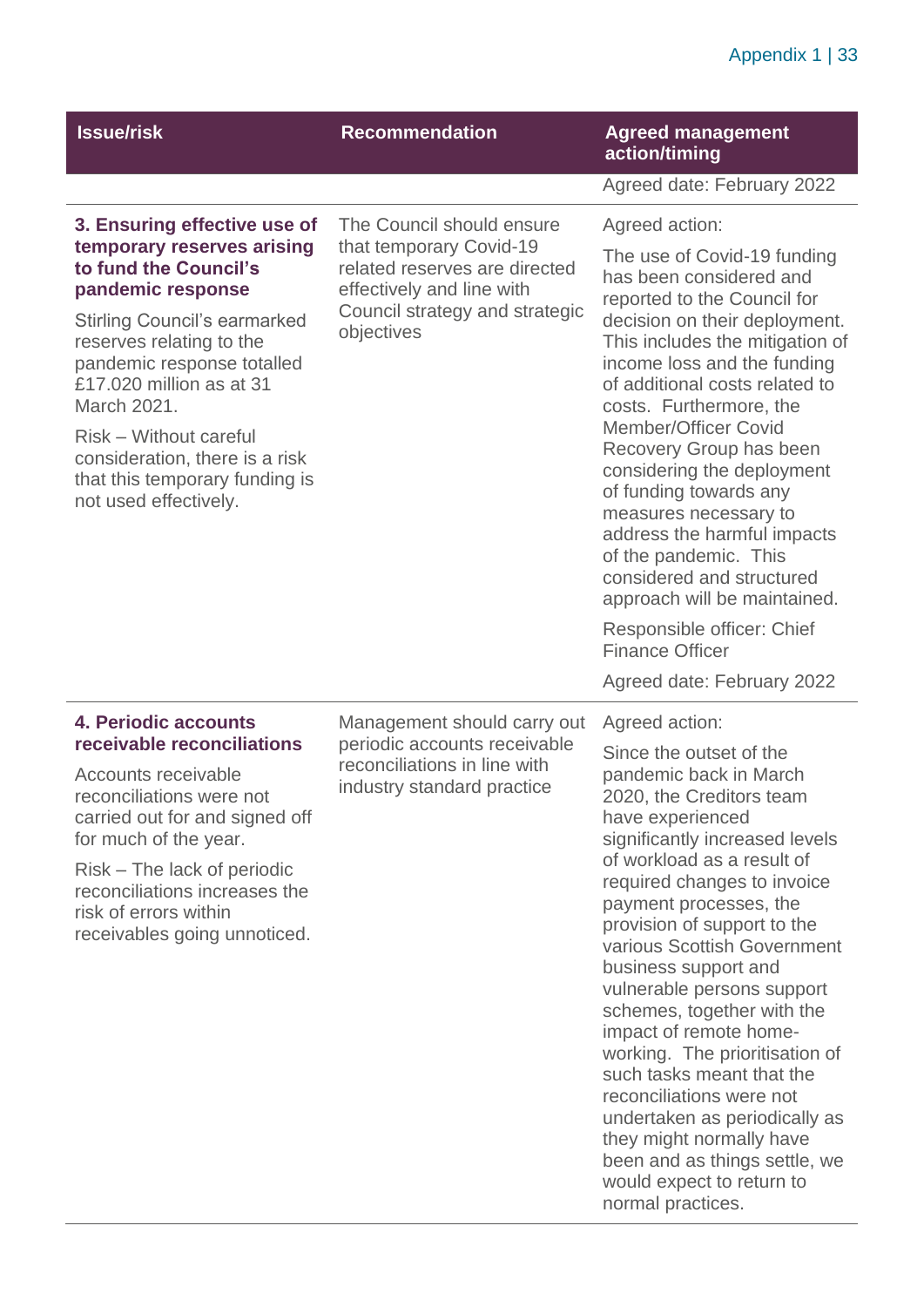| Issue/risk | Recommendation | Agreed management action/timing |
|---|---|---|
| | | Agreed date: February 2022 |
| **3. Ensuring effective use of temporary reserves arising to fund the Council's pandemic response**<br><br>Stirling Council's earmarked reserves relating to the pandemic response totalled £17.020 million as at 31 March 2021.<br><br>Risk – Without careful consideration, there is a risk that this temporary funding is not used effectively. | The Council should ensure that temporary Covid-19 related reserves are directed effectively and line with Council strategy and strategic objectives | Agreed action:<br><br>The use of Covid-19 funding has been considered and reported to the Council for decision on their deployment. This includes the mitigation of income loss and the funding of additional costs related to costs. Furthermore, the Member/Officer Covid Recovery Group has been considering the deployment of funding towards any measures necessary to address the harmful impacts of the pandemic. This considered and structured approach will be maintained.<br><br>Responsible officer: Chief Finance Officer<br><br>Agreed date: February 2022 |
| **4. Periodic accounts receivable reconciliations**<br><br>Accounts receivable reconciliations were not carried out for and signed off for much of the year.<br><br>Risk – The lack of periodic reconciliations increases the risk of errors within receivables going unnoticed. | Management should carry out periodic accounts receivable reconciliations in line with industry standard practice | Agreed action:<br><br>Since the outset of the pandemic back in March 2020, the Creditors team have experienced significantly increased levels of workload as a result of required changes to invoice payment processes, the provision of support to the various Scottish Government business support and vulnerable persons support schemes, together with the impact of remote home-working. The prioritisation of such tasks meant that the reconciliations were not undertaken as periodically as they might normally have been and as things settle, we would expect to return to normal practices. |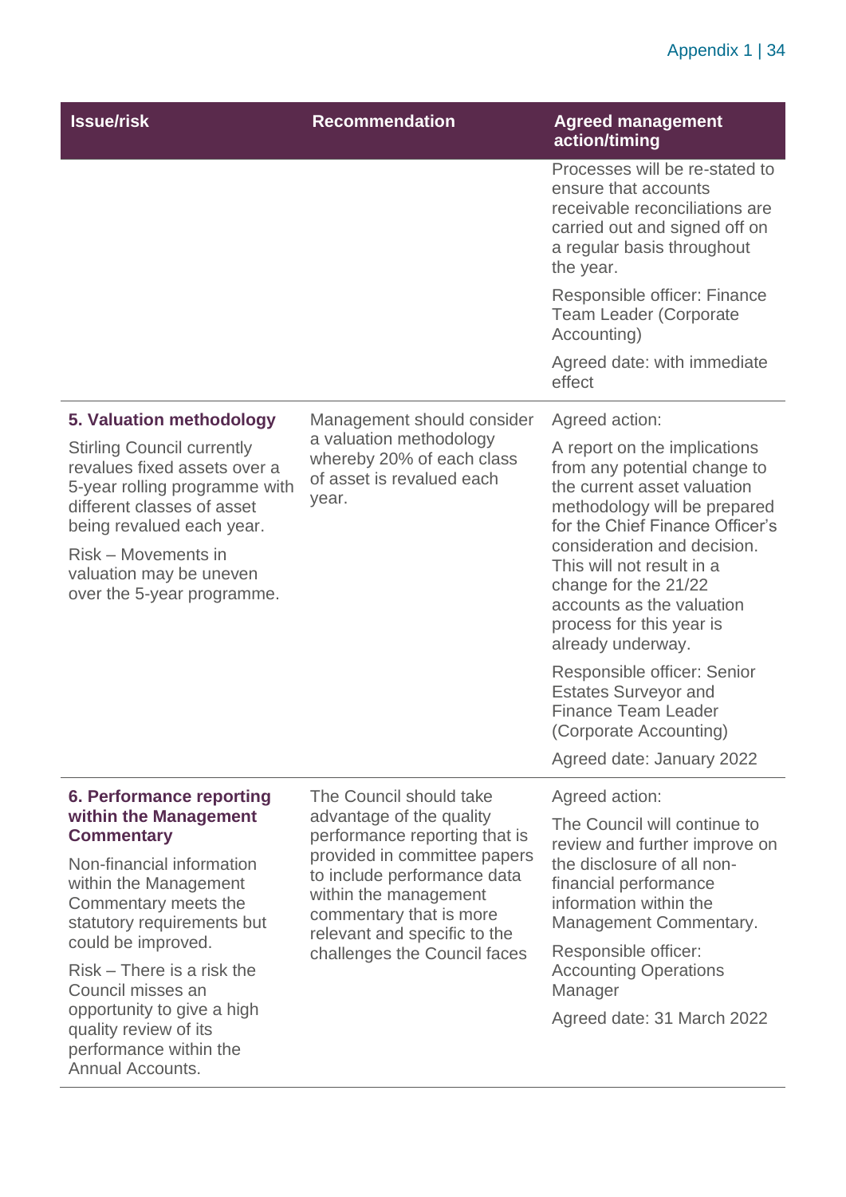| Issue/risk | Recommendation | Agreed management action/timing |
|---|---|---|
| | | Processes will be re-stated to ensure that accounts receivable reconciliations are carried out and signed off on a regular basis throughout the year.<br><br>Responsible officer: Finance Team Leader (Corporate Accounting)<br><br>Agreed date: with immediate effect |
| **5. Valuation methodology**<br><br>Stirling Council currently revalues fixed assets over a 5-year rolling programme with different classes of asset being revalued each year.<br><br>Risk – Movements in valuation may be uneven over the 5-year programme. | Management should consider a valuation methodology whereby 20% of each class of asset is revalued each year. | Agreed action:<br><br>A report on the implications from any potential change to the current asset valuation methodology will be prepared for the Chief Finance Officer's consideration and decision. This will not result in a change for the 21/22 accounts as the valuation process for this year is already underway.<br><br>Responsible officer: Senior Estates Surveyor and Finance Team Leader (Corporate Accounting)<br><br>Agreed date: January 2022 |
| **6. Performance reporting within the Management Commentary**<br><br>Non-financial information within the Management Commentary meets the statutory requirements but could be improved.<br><br>Risk – There is a risk the Council misses an opportunity to give a high quality review of its performance within the Annual Accounts. | The Council should take advantage of the quality performance reporting that is provided in committee papers to include performance data within the management commentary that is more relevant and specific to the challenges the Council faces | Agreed action:<br><br>The Council will continue to review and further improve on the disclosure of all non-financial performance information within the Management Commentary.<br><br>Responsible officer: Accounting Operations Manager<br><br>Agreed date: 31 March 2022 |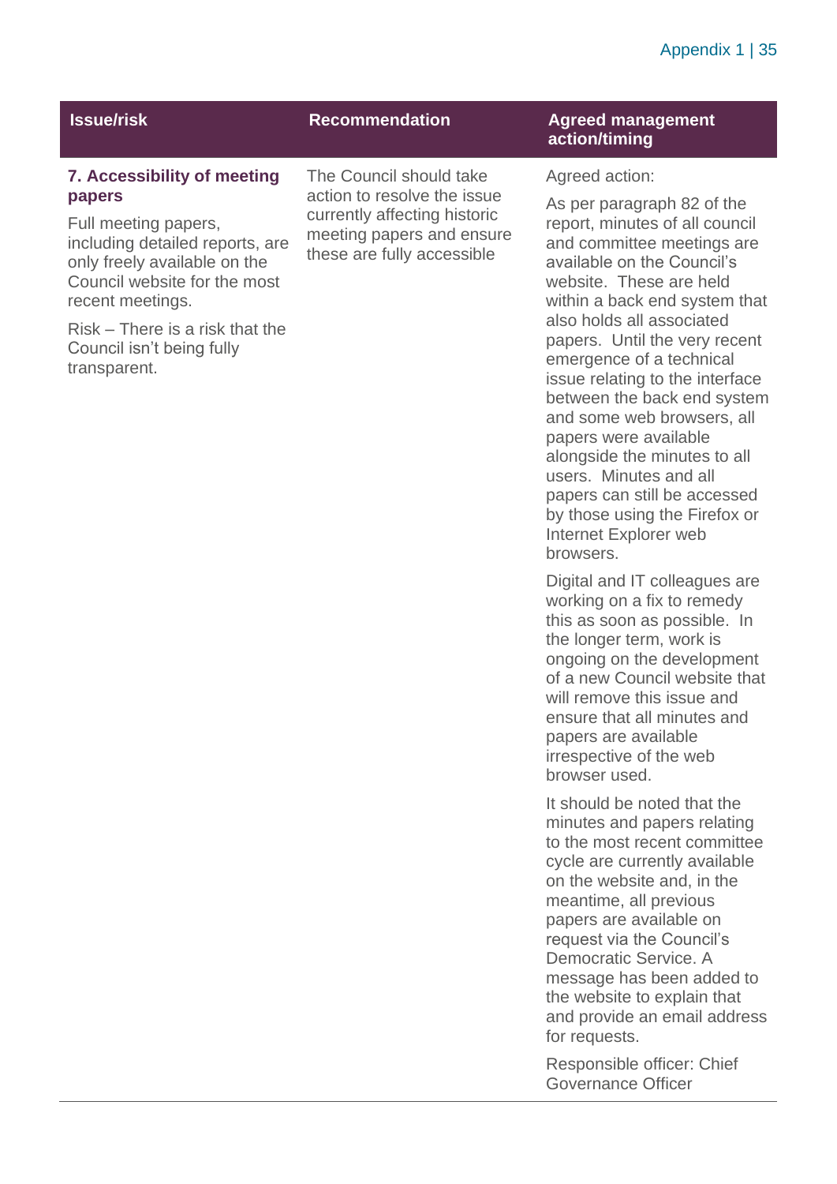| Issue/risk | Recommendation | Agreed management action/timing |
|---|---|---|
| **7. Accessibility of meeting papers**<br><br>Full meeting papers, including detailed reports, are only freely available on the Council website for the most recent meetings.<br><br>Risk – There is a risk that the Council isn't being fully transparent. | The Council should take action to resolve the issue currently affecting historic meeting papers and ensure these are fully accessible | Agreed action:<br><br>As per paragraph 82 of the report, minutes of all council and committee meetings are available on the Council's website. These are held within a back end system that also holds all associated papers. Until the very recent emergence of a technical issue relating to the interface between the back end system and some web browsers, all papers were available alongside the minutes to all users. Minutes and all papers can still be accessed by those using the Firefox or Internet Explorer web browsers.<br><br>Digital and IT colleagues are working on a fix to remedy this as soon as possible. In the longer term, work is ongoing on the development of a new Council website that will remove this issue and ensure that all minutes and papers are available irrespective of the web browser used.<br><br>It should be noted that the minutes and papers relating to the most recent committee cycle are currently available on the website and, in the meantime, all previous papers are available on request via the Council's Democratic Service. A message has been added to the website to explain that and provide an email address for requests.<br><br>Responsible officer: Chief Governance Officer |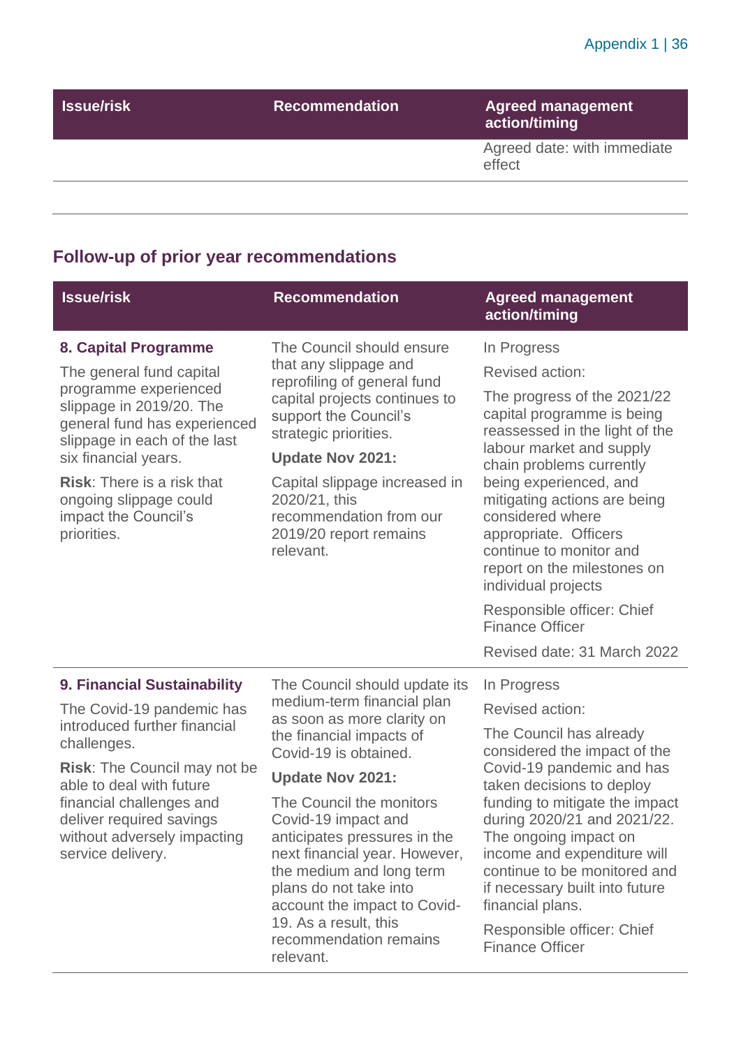| Issue/risk | Recommendation | Agreed management action/timing |
|---|---|---|
| | | Agreed date: with immediate effect |

## Follow-up of prior year recommendations

| Issue/risk | Recommendation | Agreed management action/timing |
|---|---|---|
| **8. Capital Programme**<br><br>The general fund capital programme experienced slippage in 2019/20. The general fund has experienced slippage in each of the last six financial years.<br><br>**Risk**: There is a risk that ongoing slippage could impact the Council's priorities. | The Council should ensure that any slippage and reprofiling of general fund capital projects continues to support the Council's strategic priorities.<br><br>**Update Nov 2021:**<br><br>Capital slippage increased in 2020/21, this recommendation from our 2019/20 report remains relevant. | In Progress<br><br>Revised action:<br><br>The progress of the 2021/22 capital programme is being reassessed in the light of the labour market and supply chain problems currently being experienced, and mitigating actions are being considered where appropriate. Officers continue to monitor and report on the milestones on individual projects<br><br>Responsible officer: Chief Finance Officer<br><br>Revised date: 31 March 2022 |
| **9. Financial Sustainability**<br><br>The Covid-19 pandemic has introduced further financial challenges.<br><br>**Risk**: The Council may not be able to deal with future financial challenges and deliver required savings without adversely impacting service delivery. | The Council should update its medium-term financial plan as soon as more clarity on the financial impacts of Covid-19 is obtained.<br><br>**Update Nov 2021:**<br><br>The Council the monitors Covid-19 impact and anticipates pressures in the next financial year. However, the medium and long term plans do not take into account the impact to Covid-19. As a result, this recommendation remains relevant. | In Progress<br><br>Revised action:<br><br>The Council has already considered the impact of the Covid-19 pandemic and has taken decisions to deploy funding to mitigate the impact during 2020/21 and 2021/22. The ongoing impact on income and expenditure will continue to be monitored and if necessary built into future financial plans.<br><br>Responsible officer: Chief Finance Officer |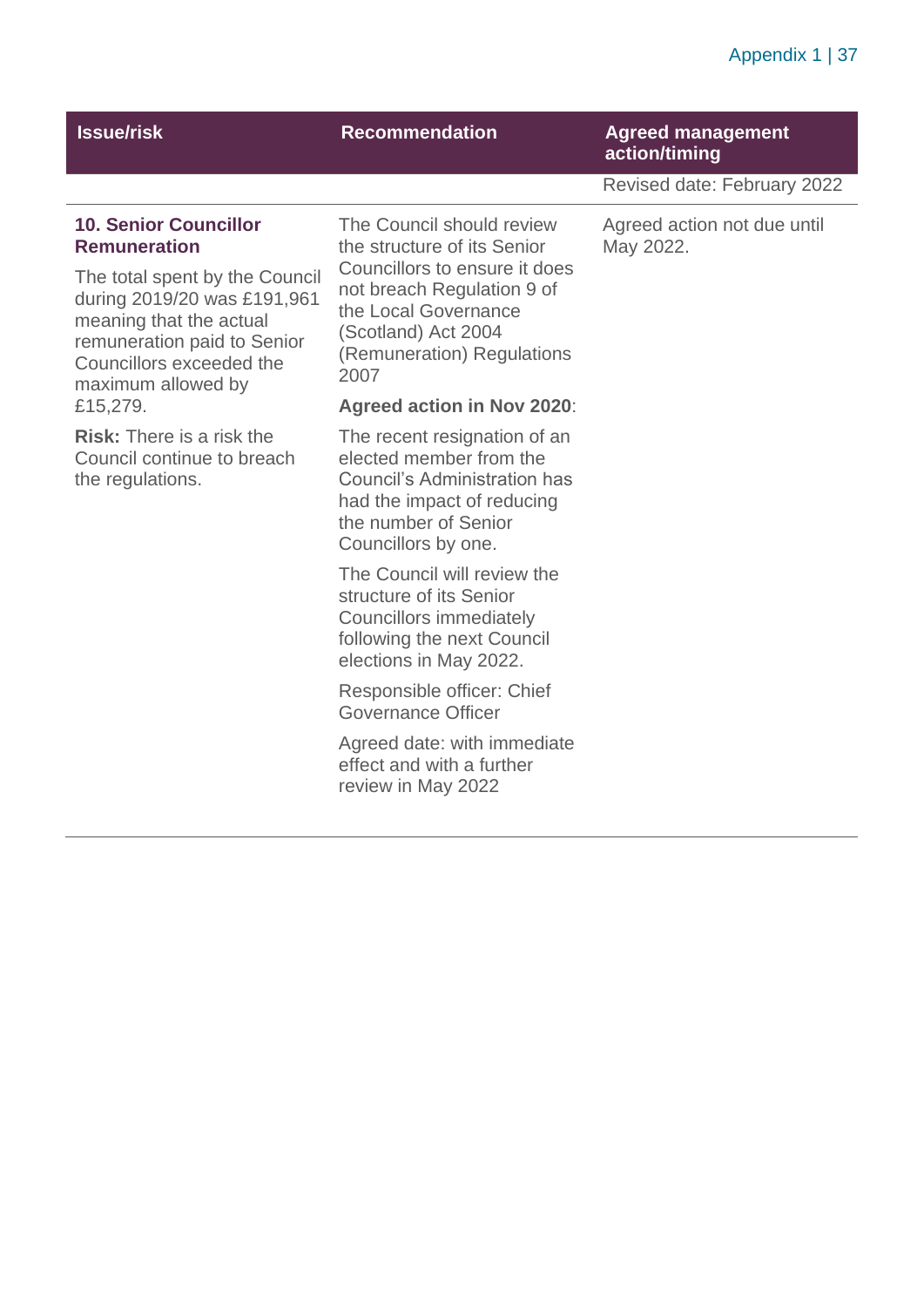| Issue/risk | Recommendation | Agreed management action/timing |
|---|---|---|
| | | Revised date: February 2022 |
| **10. Senior Councillor Remuneration**<br><br>The total spent by the Council during 2019/20 was £191,961 meaning that the actual remuneration paid to Senior Councillors exceeded the maximum allowed by £15,279.<br><br>**Risk:** There is a risk the Council continue to breach the regulations. | The Council should review the structure of its Senior Councillors to ensure it does not breach Regulation 9 of the Local Governance (Scotland) Act 2004 (Remuneration) Regulations 2007<br><br>**Agreed action in Nov 2020**:<br><br>The recent resignation of an elected member from the Council's Administration has had the impact of reducing the number of Senior Councillors by one.<br><br>The Council will review the structure of its Senior Councillors immediately following the next Council elections in May 2022.<br><br>Responsible officer: Chief Governance Officer<br><br>Agreed date: with immediate effect and with a further review in May 2022 | Agreed action not due until May 2022. |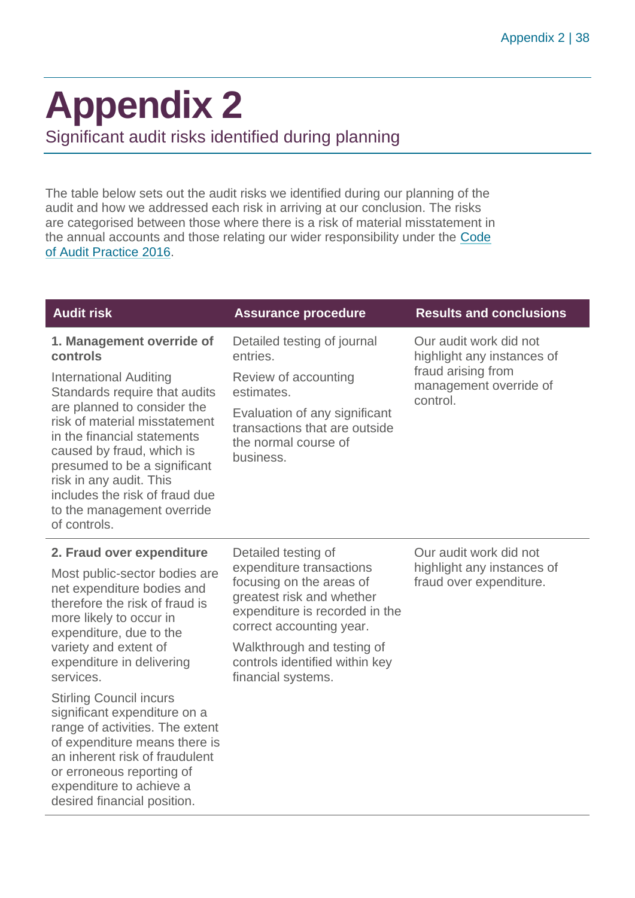# Appendix 2

## Significant audit risks identified during planning

The table below sets out the audit risks we identified during our planning of the audit and how we addressed each risk in arriving at our conclusion. The risks are categorised between those where there is a risk of material misstatement in the annual accounts and those relating our wider responsibility under the [Code of Audit Practice 2016](Code of Audit Practice 2016).

| Audit risk | Assurance procedure | Results and conclusions |
| --- | --- | --- |
| **1. Management override of controls**<br><br>International Auditing Standards require that audits are planned to consider the risk of material misstatement in the financial statements caused by fraud, which is presumed to be a significant risk in any audit. This includes the risk of fraud due to the management override of controls. | Detailed testing of journal entries.<br><br>Review of accounting estimates.<br><br>Evaluation of any significant transactions that are outside the normal course of business. | Our audit work did not highlight any instances of fraud arising from management override of control. |
| **2. Fraud over expenditure**<br><br>Most public-sector bodies are net expenditure bodies and therefore the risk of fraud is more likely to occur in expenditure, due to the variety and extent of expenditure in delivering services.<br><br>Stirling Council incurs significant expenditure on a range of activities. The extent of expenditure means there is an inherent risk of fraudulent or erroneous reporting of expenditure to achieve a desired financial position. | Detailed testing of expenditure transactions focusing on the areas of greatest risk and whether expenditure is recorded in the correct accounting year.<br><br>Walkthrough and testing of controls identified within key financial systems. | Our audit work did not highlight any instances of fraud over expenditure. |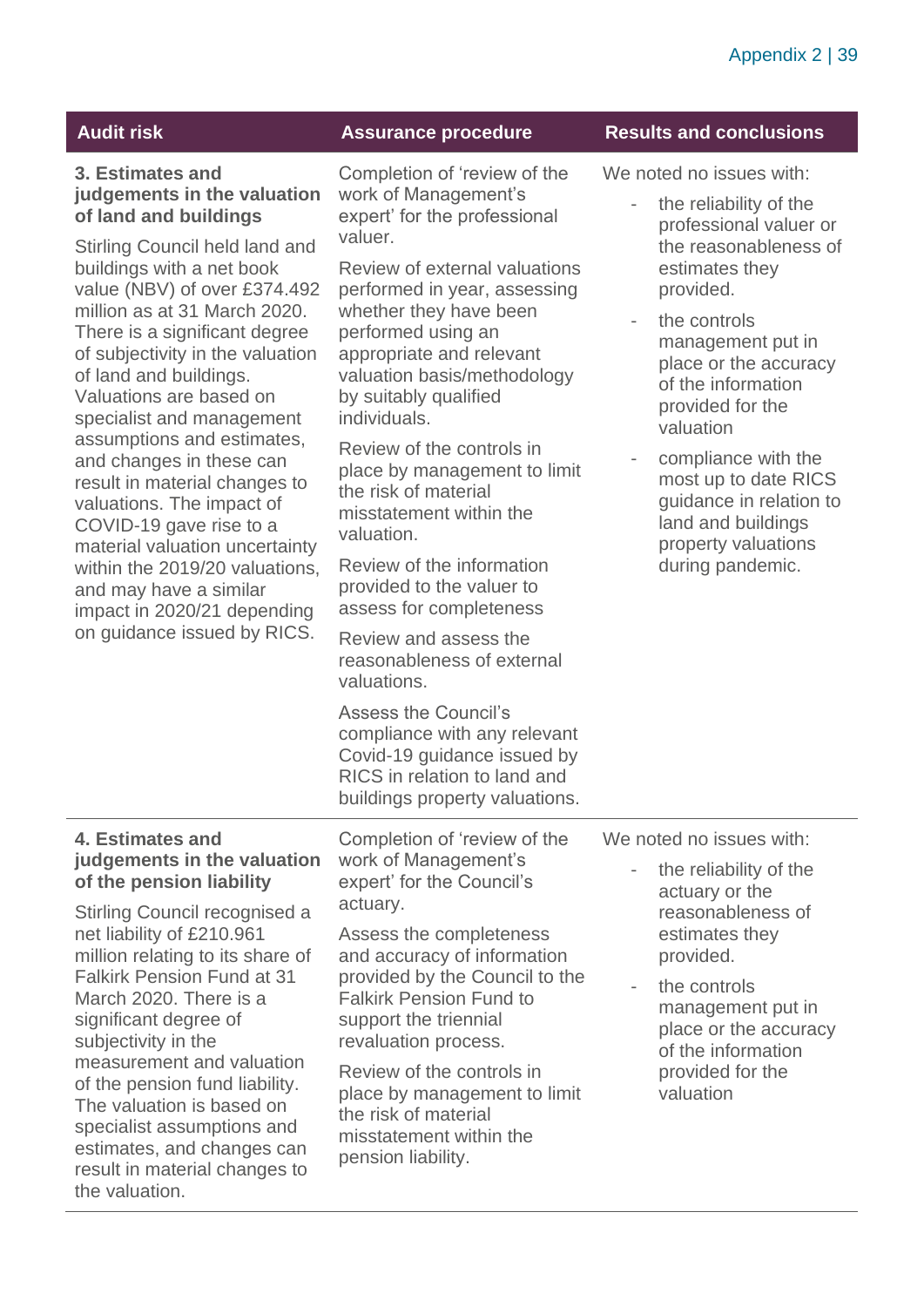| Audit risk | Assurance procedure | Results and conclusions |
|---|---|---|
| **3. Estimates and judgements in the valuation of land and buildings**<br><br>Stirling Council held land and buildings with a net book value (NBV) of over £374.492 million as at 31 March 2020. There is a significant degree of subjectivity in the valuation of land and buildings. Valuations are based on specialist and management assumptions and estimates, and changes in these can result in material changes to valuations. The impact of COVID-19 gave rise to a material valuation uncertainty within the 2019/20 valuations, and may have a similar impact in 2020/21 depending on guidance issued by RICS. | Completion of 'review of the work of Management's expert' for the professional valuer.<br><br>Review of external valuations performed in year, assessing whether they have been performed using an appropriate and relevant valuation basis/methodology by suitably qualified individuals.<br><br>Review of the controls in place by management to limit the risk of material misstatement within the valuation.<br><br>Review of the information provided to the valuer to assess for completeness<br><br>Review and assess the reasonableness of external valuations.<br><br>Assess the Council's compliance with any relevant Covid-19 guidance issued by RICS in relation to land and buildings property valuations. | We noted no issues with:<br><br>- the reliability of the professional valuer or the reasonableness of estimates they provided.<br>- the controls management put in place or the accuracy of the information provided for the valuation<br>- compliance with the most up to date RICS guidance in relation to land and buildings property valuations during pandemic. |
| **4. Estimates and judgements in the valuation of the pension liability**<br><br>Stirling Council recognised a net liability of £210.961 million relating to its share of Falkirk Pension Fund at 31 March 2020. There is a significant degree of subjectivity in the measurement and valuation of the pension fund liability. The valuation is based on specialist assumptions and estimates, and changes can result in material changes to the valuation. | Completion of 'review of the work of Management's expert' for the Council's actuary.<br><br>Assess the completeness and accuracy of information provided by the Council to the Falkirk Pension Fund to support the triennial revaluation process.<br><br>Review of the controls in place by management to limit the risk of material misstatement within the pension liability. | We noted no issues with:<br><br>- the reliability of the actuary or the reasonableness of estimates they provided.<br>- the controls management put in place or the accuracy of the information provided for the valuation |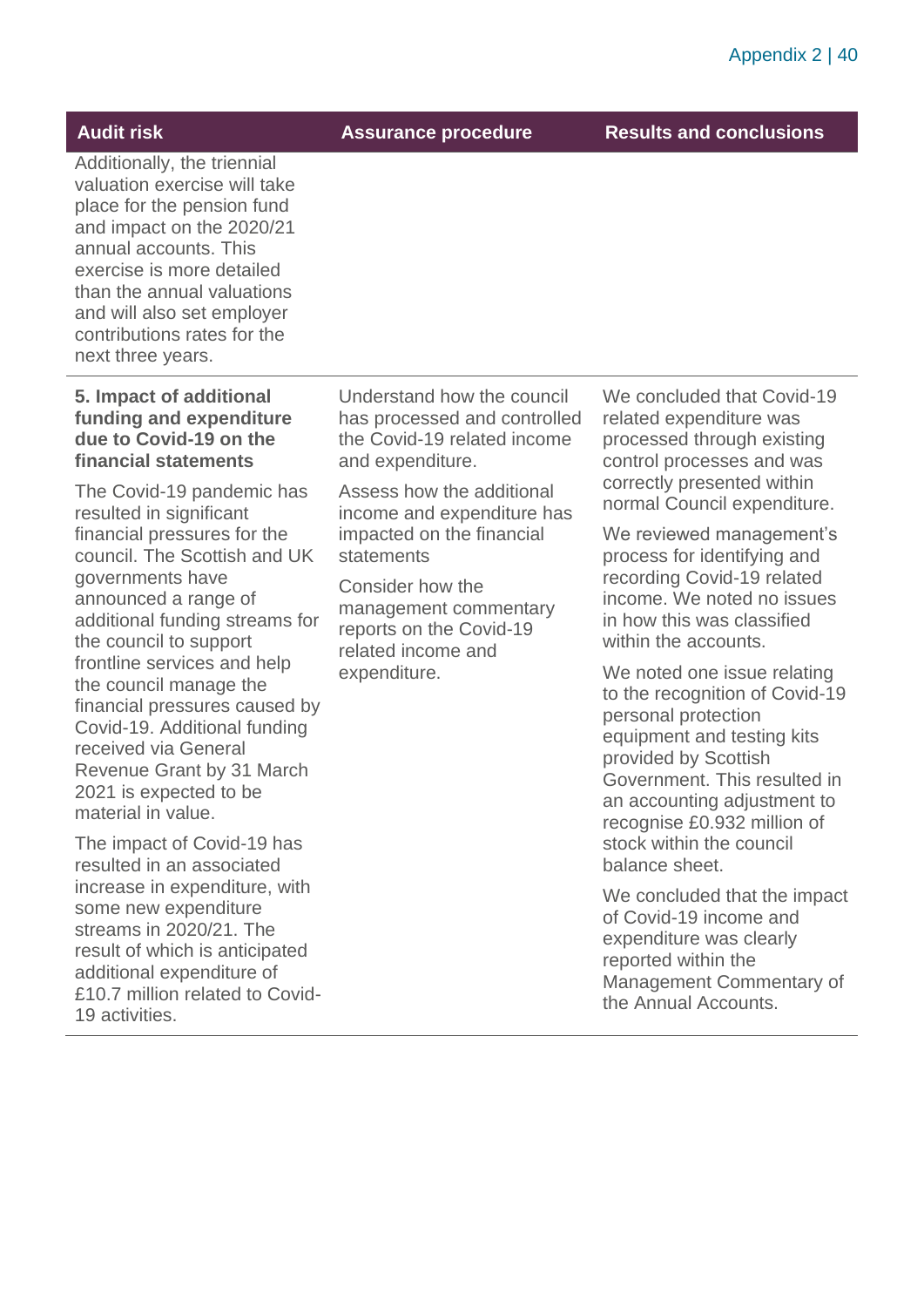| Audit risk | Assurance procedure | Results and conclusions |
|---|---|---|
| Additionally, the triennial valuation exercise will take place for the pension fund and impact on the 2020/21 annual accounts. This exercise is more detailed than the annual valuations and will also set employer contributions rates for the next three years. | | |
| **5. Impact of additional funding and expenditure due to Covid-19 on the financial statements**<br><br>The Covid-19 pandemic has resulted in significant financial pressures for the council. The Scottish and UK governments have announced a range of additional funding streams for the council to support frontline services and help the council manage the financial pressures caused by Covid-19. Additional funding received via General Revenue Grant by 31 March 2021 is expected to be material in value.<br><br>The impact of Covid-19 has resulted in an associated increase in expenditure, with some new expenditure streams in 2020/21. The result of which is anticipated additional expenditure of £10.7 million related to Covid-19 activities. | Understand how the council has processed and controlled the Covid-19 related income and expenditure.<br><br>Assess how the additional income and expenditure has impacted on the financial statements<br><br>Consider how the management commentary reports on the Covid-19 related income and expenditure. | We concluded that Covid-19 related expenditure was processed through existing control processes and was correctly presented within normal Council expenditure.<br><br>We reviewed management's process for identifying and recording Covid-19 related income. We noted no issues in how this was classified within the accounts.<br><br>We noted one issue relating to the recognition of Covid-19 personal protection equipment and testing kits provided by Scottish Government. This resulted in an accounting adjustment to recognise £0.932 million of stock within the council balance sheet.<br><br>We concluded that the impact of Covid-19 income and expenditure was clearly reported within the Management Commentary of the Annual Accounts. |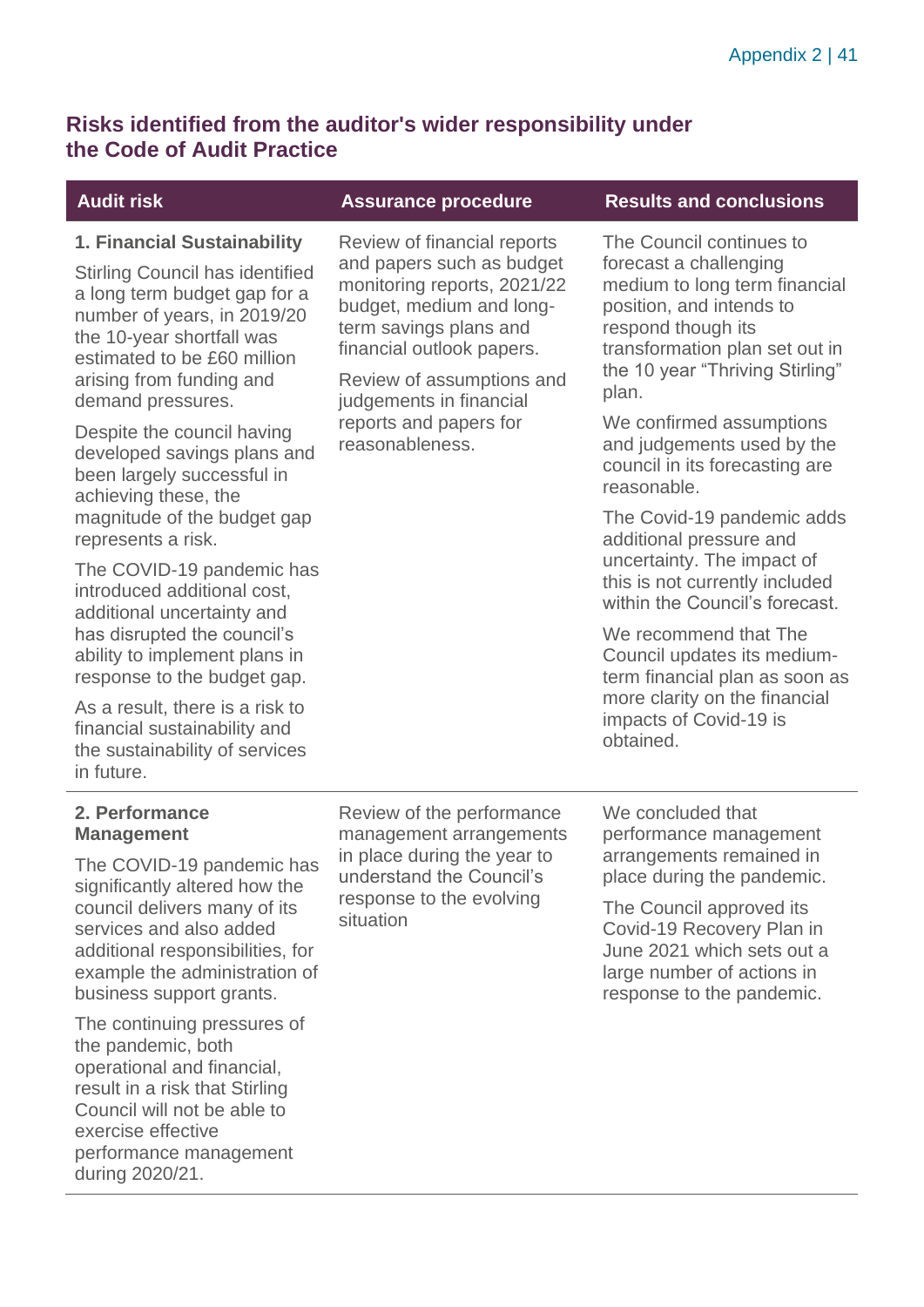## Risks identified from the auditor's wider responsibility under the Code of Audit Practice

| Audit risk | Assurance procedure | Results and conclusions |
|---|---|---|
| **1. Financial Sustainability**<br><br>Stirling Council has identified a long term budget gap for a number of years, in 2019/20 the 10-year shortfall was estimated to be £60 million arising from funding and demand pressures.<br><br>Despite the council having developed savings plans and been largely successful in achieving these, the magnitude of the budget gap represents a risk.<br><br>The COVID-19 pandemic has introduced additional cost, additional uncertainty and has disrupted the council's ability to implement plans in response to the budget gap.<br><br>As a result, there is a risk to financial sustainability and the sustainability of services in future. | Review of financial reports and papers such as budget monitoring reports, 2021/22 budget, medium and long-term savings plans and financial outlook papers.<br><br>Review of assumptions and judgements in financial reports and papers for reasonableness. | The Council continues to forecast a challenging medium to long term financial position, and intends to respond though its transformation plan set out in the 10 year "Thriving Stirling" plan.<br><br>We confirmed assumptions and judgements used by the council in its forecasting are reasonable.<br><br>The Covid-19 pandemic adds additional pressure and uncertainty. The impact of this is not currently included within the Council's forecast.<br><br>We recommend that The Council updates its medium-term financial plan as soon as more clarity on the financial impacts of Covid-19 is obtained. |
| **2. Performance Management**<br><br>The COVID-19 pandemic has significantly altered how the council delivers many of its services and also added additional responsibilities, for example the administration of business support grants.<br><br>The continuing pressures of the pandemic, both operational and financial, result in a risk that Stirling Council will not be able to exercise effective performance management during 2020/21. | Review of the performance management arrangements in place during the year to understand the Council's response to the evolving situation | We concluded that performance management arrangements remained in place during the pandemic.<br><br>The Council approved its Covid-19 Recovery Plan in June 2021 which sets out a large number of actions in response to the pandemic. |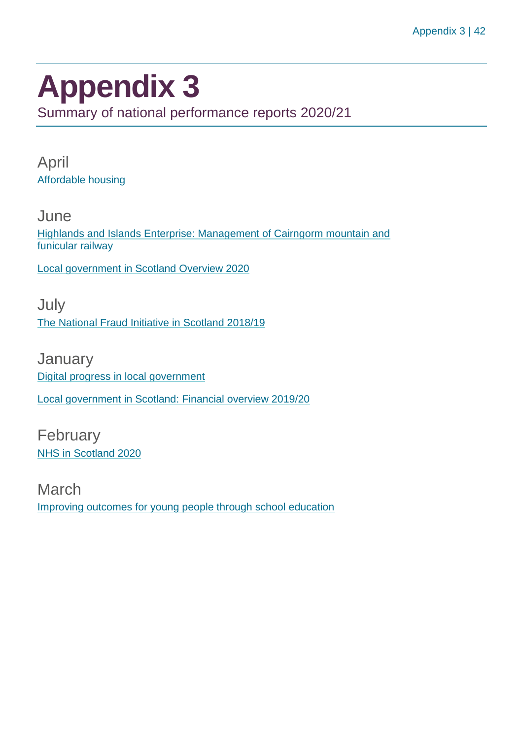# Appendix 3

Summary of national performance reports 2020/21

## April

Affordable housing

## June

Highlands and Islands Enterprise: Management of Cairngorm mountain and funicular railway

Local government in Scotland Overview 2020

## July

The National Fraud Initiative in Scotland 2018/19

## January

Digital progress in local government

Local government in Scotland: Financial overview 2019/20

## February

NHS in Scotland 2020

## March

Improving outcomes for young people through school education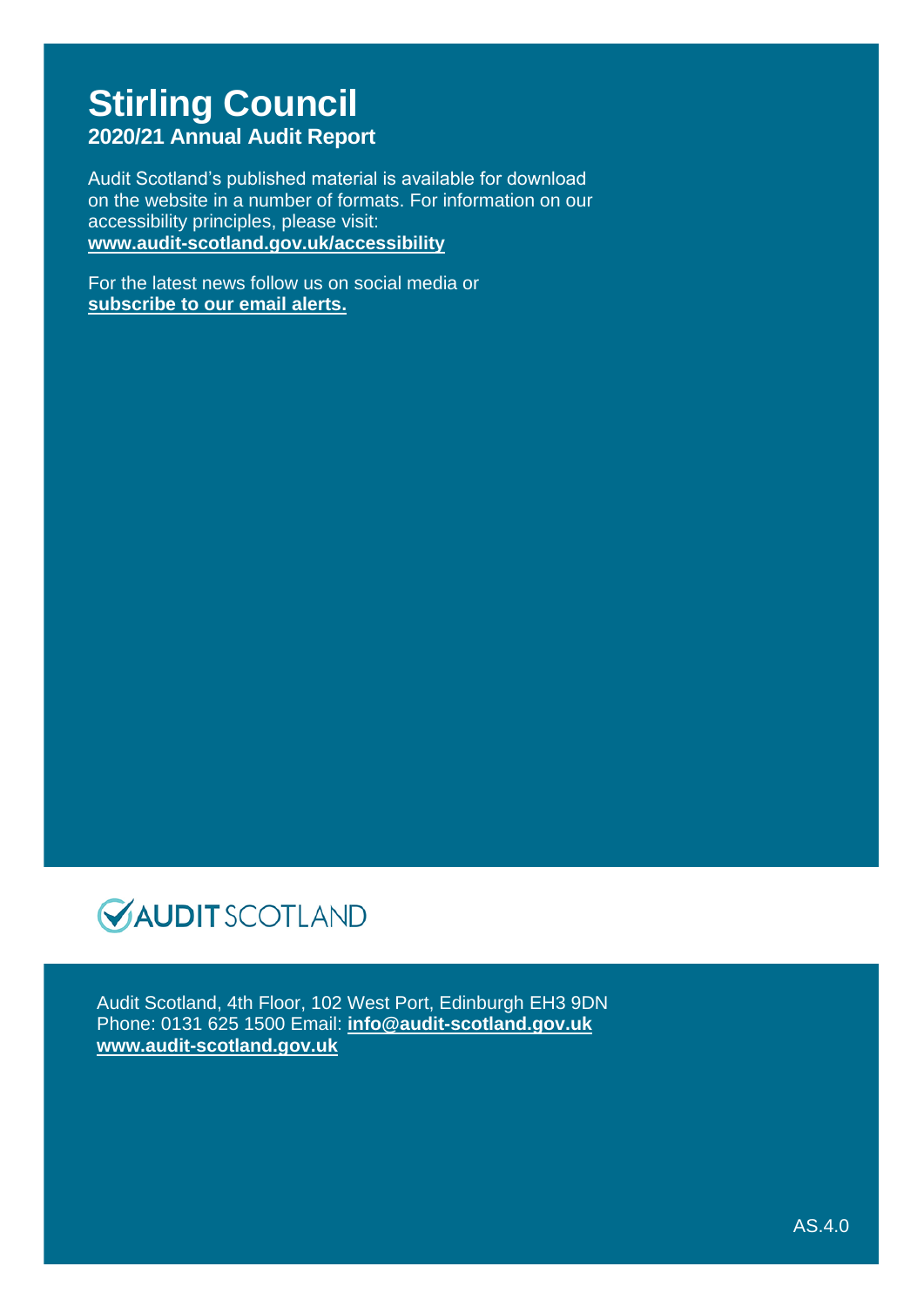# Stirling Council

## 2020/21 Annual Audit Report

Audit Scotland's published material is available for download on the website in a number of formats. For information on our accessibility principles, please visit:
**www.audit-scotland.gov.uk/accessibility**

For the latest news follow us on social media or
**subscribe to our email alerts.**

AUDIT SCOTLAND

Audit Scotland, 4th Floor, 102 West Port, Edinburgh EH3 9DN
Phone: 0131 625 1500 Email: **info@audit-scotland.gov.uk**
**www.audit-scotland.gov.uk**

AS.4.0